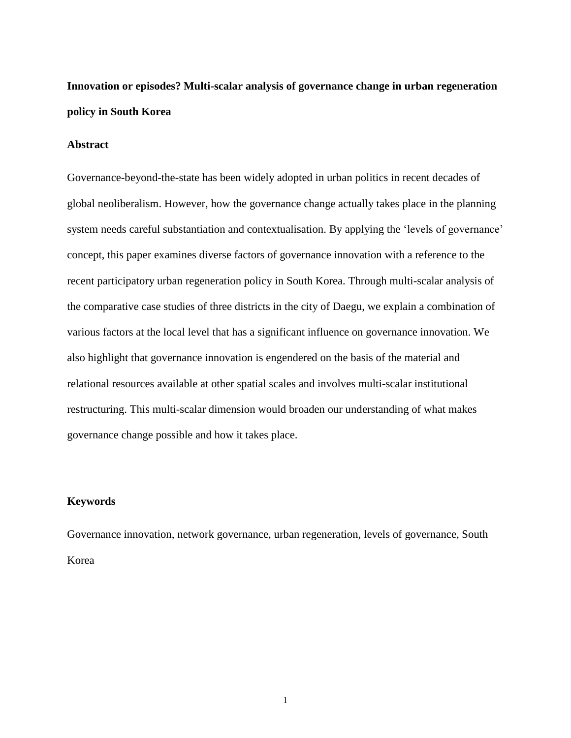# Innovation or episodes? Multi-scalar analysis of governance change in urban regeneration policy in South Korea

## Abstract

Governance-beyond-the-state has been widely adopted in urban politics in recent decades of global neoliberalism. However, how the governance change actually takes place in the planning system needs careful substantiation and contextualisation. By applying the 'levels of governance' concept, this paper examines diverse factors of governance innovation with a reference to the recent participatory urban regeneration policy in South Korea. Through multi-scalar analysis of the comparative case studies of three districts in the city of Daegu, we explain a combination of various factors at the local level that has a significant influence on governance innovation. We also highlight that governance innovation is engendered on the basis of the material and relational resources available at other spatial scales and involves multi-scalar institutional restructuring. This multi-scalar dimension would broaden our understanding of what makes governance change possible and how it takes place.

## Keywords

Governance innovation, network governance, urban regeneration, levels of governance, South Korea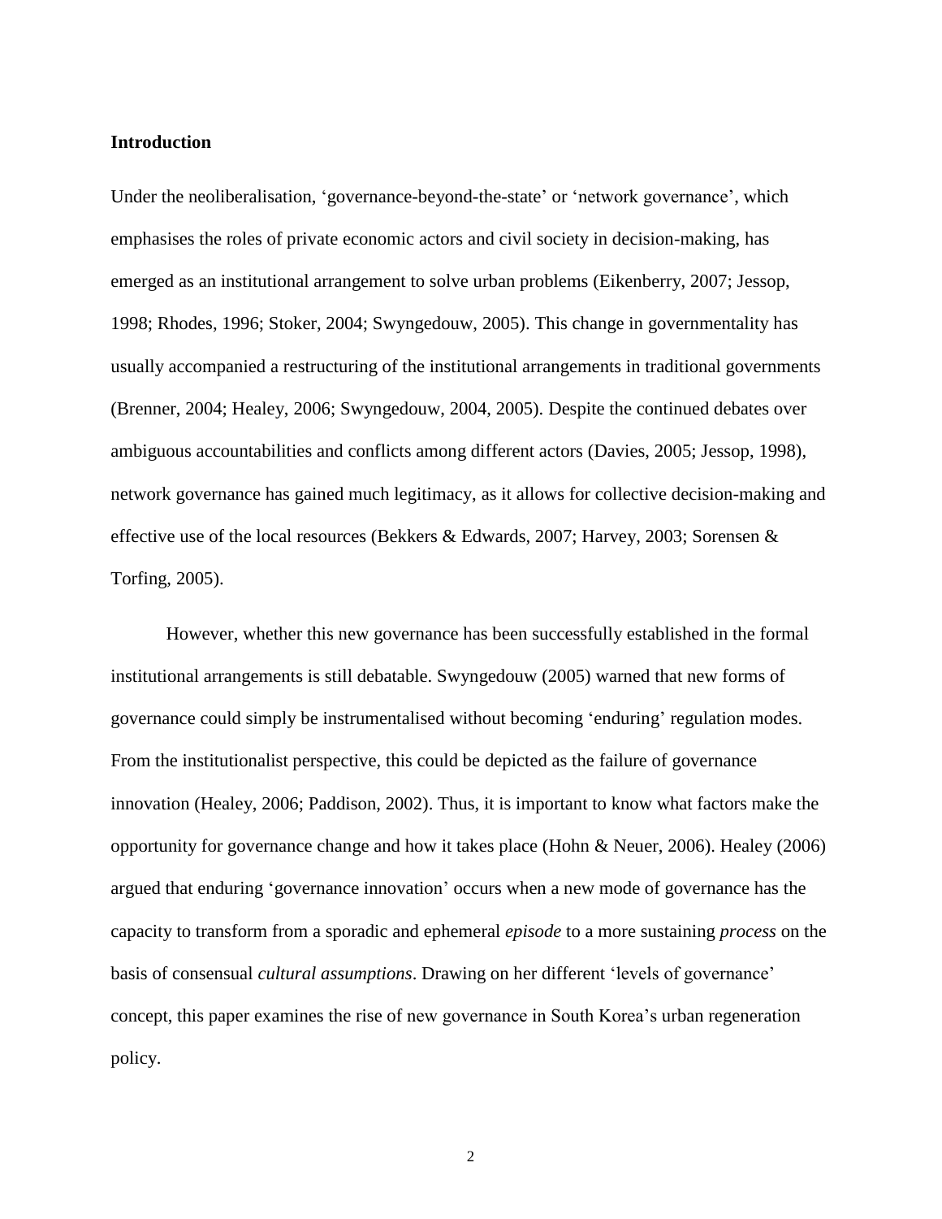## Introduction

Under the neoliberalisation, 'governance-beyond-the-state' or 'network governance', which emphasises the roles of private economic actors and civil society in decision-making, has emerged as an institutional arrangement to solve urban problems (Eikenberry, 2007; Jessop, 1998; Rhodes, 1996; Stoker, 2004; Swyngedouw, 2005). This change in governmentality has usually accompanied a restructuring of the institutional arrangements in traditional governments (Brenner, 2004; Healey, 2006; Swyngedouw, 2004, 2005). Despite the continued debates over ambiguous accountabilities and conflicts among different actors (Davies, 2005; Jessop, 1998), network governance has gained much legitimacy, as it allows for collective decision-making and effective use of the local resources (Bekkers & Edwards, 2007; Harvey, 2003; Sorensen & Torfing, 2005).

However, whether this new governance has been successfully established in the formal institutional arrangements is still debatable. Swyngedouw (2005) warned that new forms of governance could simply be instrumentalised without becoming 'enduring' regulation modes. From the institutionalist perspective, this could be depicted as the failure of governance innovation (Healey, 2006; Paddison, 2002). Thus, it is important to know what factors make the opportunity for governance change and how it takes place (Hohn & Neuer, 2006). Healey (2006) argued that enduring 'governance innovation' occurs when a new mode of governance has the capacity to transform from a sporadic and ephemeral *episode* to a more sustaining *process* on the basis of consensual *cultural assumptions*. Drawing on her different 'levels of governance' concept, this paper examines the rise of new governance in South Korea's urban regeneration policy.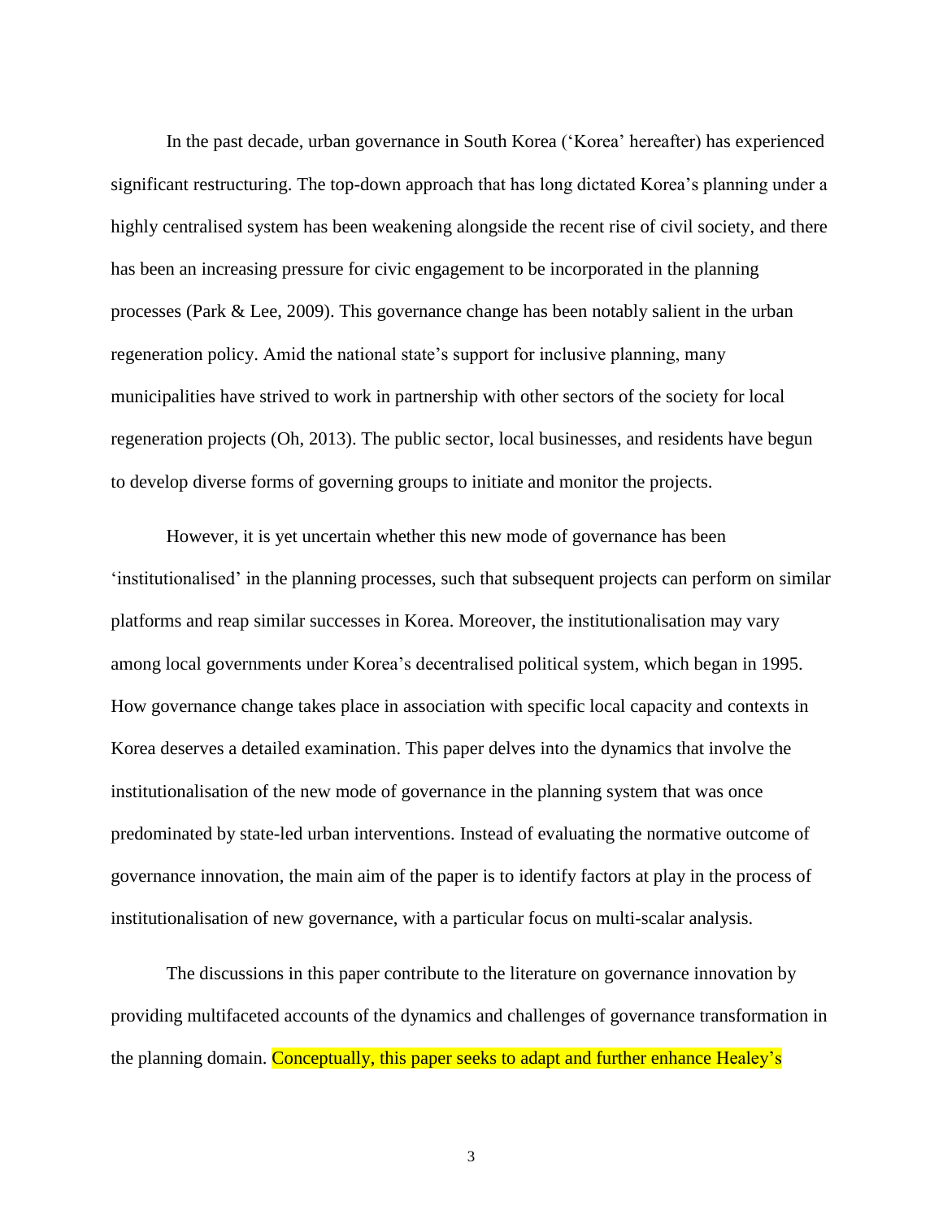In the past decade, urban governance in South Korea ('Korea' hereafter) has experienced significant restructuring. The top-down approach that has long dictated Korea's planning under a highly centralised system has been weakening alongside the recent rise of civil society, and there has been an increasing pressure for civic engagement to be incorporated in the planning processes (Park & Lee, 2009). This governance change has been notably salient in the urban regeneration policy. Amid the national state's support for inclusive planning, many municipalities have strived to work in partnership with other sectors of the society for local regeneration projects (Oh, 2013). The public sector, local businesses, and residents have begun to develop diverse forms of governing groups to initiate and monitor the projects.

However, it is yet uncertain whether this new mode of governance has been 'institutionalised' in the planning processes, such that subsequent projects can perform on similar platforms and reap similar successes in Korea. Moreover, the institutionalisation may vary among local governments under Korea's decentralised political system, which began in 1995. How governance change takes place in association with specific local capacity and contexts in Korea deserves a detailed examination. This paper delves into the dynamics that involve the institutionalisation of the new mode of governance in the planning system that was once predominated by state-led urban interventions. Instead of evaluating the normative outcome of governance innovation, the main aim of the paper is to identify factors at play in the process of institutionalisation of new governance, with a particular focus on multi-scalar analysis.

The discussions in this paper contribute to the literature on governance innovation by providing multifaceted accounts of the dynamics and challenges of governance transformation in the planning domain. Conceptually, this paper seeks to adapt and further enhance Healey's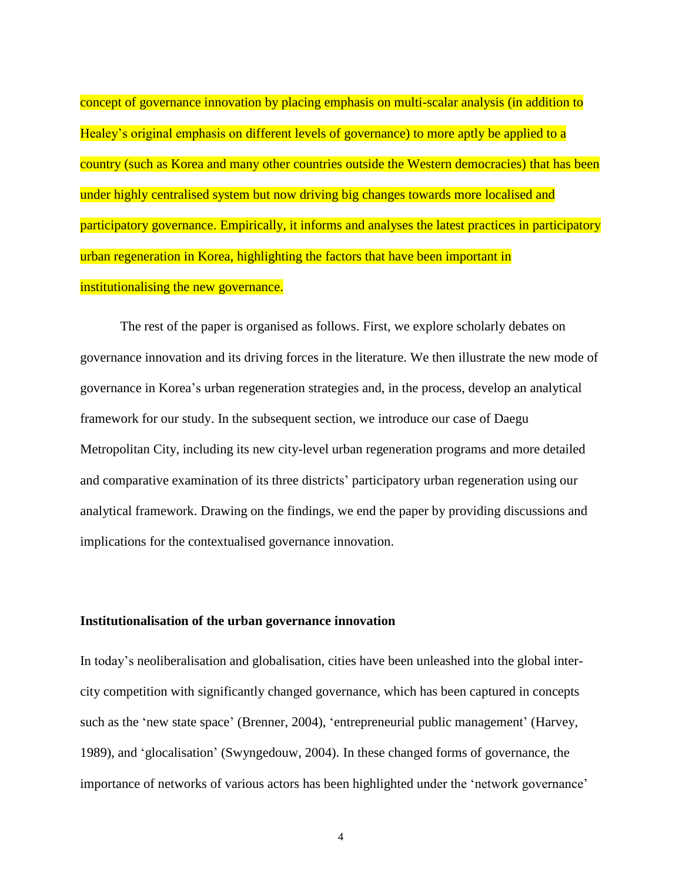concept of governance innovation by placing emphasis on multi-scalar analysis (in addition to Healey's original emphasis on different levels of governance) to more aptly be applied to a country (such as Korea and many other countries outside the Western democracies) that has been under highly centralised system but now driving big changes towards more localised and participatory governance. Empirically, it informs and analyses the latest practices in participatory urban regeneration in Korea, highlighting the factors that have been important in institutionalising the new governance.

The rest of the paper is organised as follows. First, we explore scholarly debates on governance innovation and its driving forces in the literature. We then illustrate the new mode of governance in Korea's urban regeneration strategies and, in the process, develop an analytical framework for our study. In the subsequent section, we introduce our case of Daegu Metropolitan City, including its new city-level urban regeneration programs and more detailed and comparative examination of its three districts' participatory urban regeneration using our analytical framework. Drawing on the findings, we end the paper by providing discussions and implications for the contextualised governance innovation.

**Institutionalisation of the urban governance innovation**

In today's neoliberalisation and globalisation, cities have been unleashed into the global inter-city competition with significantly changed governance, which has been captured in concepts such as the 'new state space' (Brenner, 2004), 'entrepreneurial public management' (Harvey, 1989), and 'glocalisation' (Swyngedouw, 2004). In these changed forms of governance, the importance of networks of various actors has been highlighted under the 'network governance'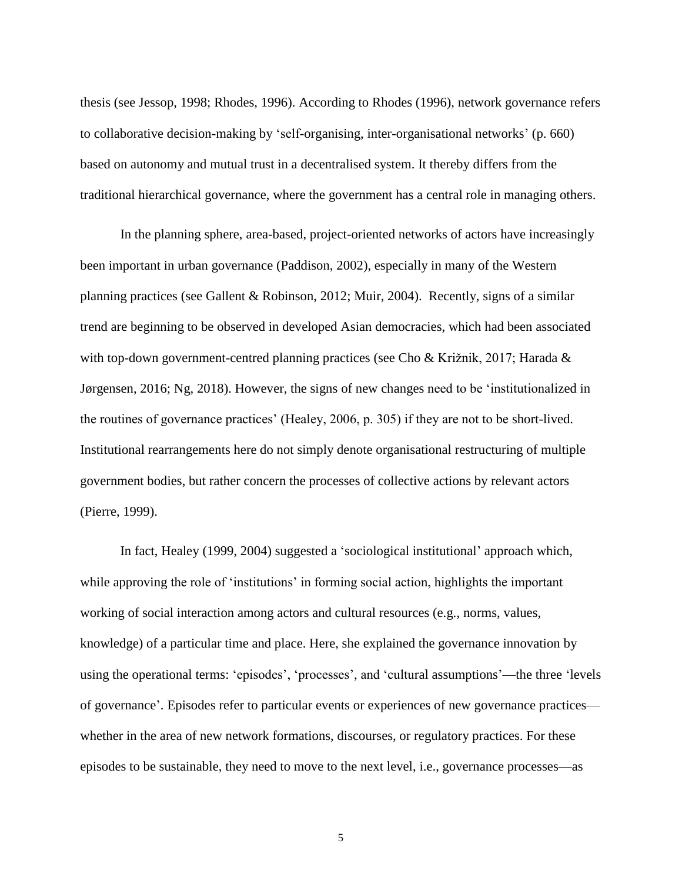thesis (see Jessop, 1998; Rhodes, 1996). According to Rhodes (1996), network governance refers to collaborative decision-making by 'self-organising, inter-organisational networks' (p. 660) based on autonomy and mutual trust in a decentralised system. It thereby differs from the traditional hierarchical governance, where the government has a central role in managing others.

In the planning sphere, area-based, project-oriented networks of actors have increasingly been important in urban governance (Paddison, 2002), especially in many of the Western planning practices (see Gallent & Robinson, 2012; Muir, 2004). Recently, signs of a similar trend are beginning to be observed in developed Asian democracies, which had been associated with top-down government-centred planning practices (see Cho & Križnik, 2017; Harada & Jørgensen, 2016; Ng, 2018). However, the signs of new changes need to be 'institutionalized in the routines of governance practices' (Healey, 2006, p. 305) if they are not to be short-lived. Institutional rearrangements here do not simply denote organisational restructuring of multiple government bodies, but rather concern the processes of collective actions by relevant actors (Pierre, 1999).

In fact, Healey (1999, 2004) suggested a 'sociological institutional' approach which, while approving the role of 'institutions' in forming social action, highlights the important working of social interaction among actors and cultural resources (e.g., norms, values, knowledge) of a particular time and place. Here, she explained the governance innovation by using the operational terms: 'episodes', 'processes', and 'cultural assumptions'—the three 'levels of governance'. Episodes refer to particular events or experiences of new governance practices—whether in the area of new network formations, discourses, or regulatory practices. For these episodes to be sustainable, they need to move to the next level, i.e., governance processes—as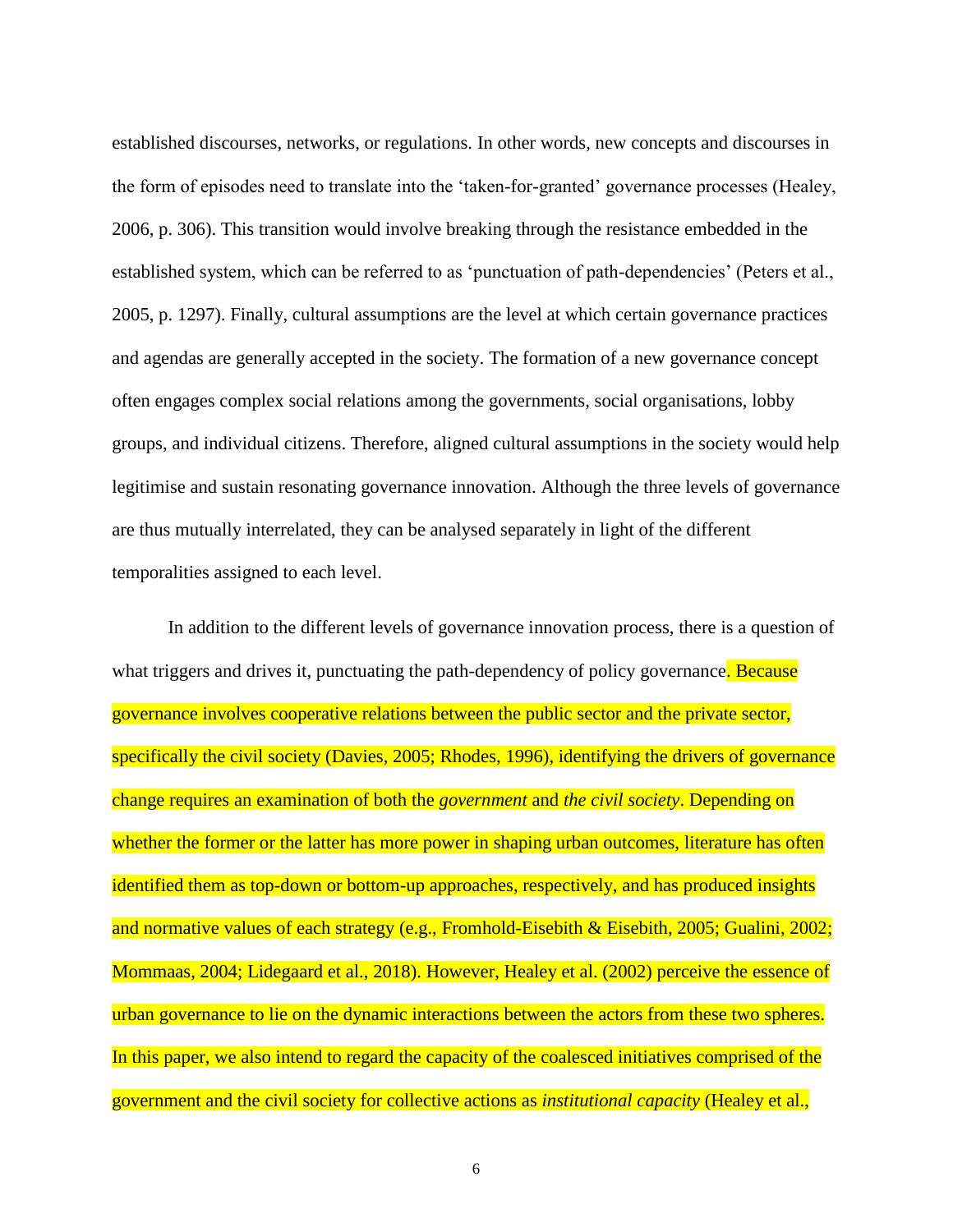established discourses, networks, or regulations. In other words, new concepts and discourses in the form of episodes need to translate into the 'taken-for-granted' governance processes (Healey, 2006, p. 306). This transition would involve breaking through the resistance embedded in the established system, which can be referred to as 'punctuation of path-dependencies' (Peters et al., 2005, p. 1297). Finally, cultural assumptions are the level at which certain governance practices and agendas are generally accepted in the society. The formation of a new governance concept often engages complex social relations among the governments, social organisations, lobby groups, and individual citizens. Therefore, aligned cultural assumptions in the society would help legitimise and sustain resonating governance innovation. Although the three levels of governance are thus mutually interrelated, they can be analysed separately in light of the different temporalities assigned to each level.

In addition to the different levels of governance innovation process, there is a question of what triggers and drives it, punctuating the path-dependency of policy governance. Because governance involves cooperative relations between the public sector and the private sector, specifically the civil society (Davies, 2005; Rhodes, 1996), identifying the drivers of governance change requires an examination of both the *government* and *the civil society*. Depending on whether the former or the latter has more power in shaping urban outcomes, literature has often identified them as top-down or bottom-up approaches, respectively, and has produced insights and normative values of each strategy (e.g., Fromhold-Eisebith & Eisebith, 2005; Gualini, 2002; Mommaas, 2004; Lidegaard et al., 2018). However, Healey et al. (2002) perceive the essence of urban governance to lie on the dynamic interactions between the actors from these two spheres. In this paper, we also intend to regard the capacity of the coalesced initiatives comprised of the government and the civil society for collective actions as *institutional capacity* (Healey et al.,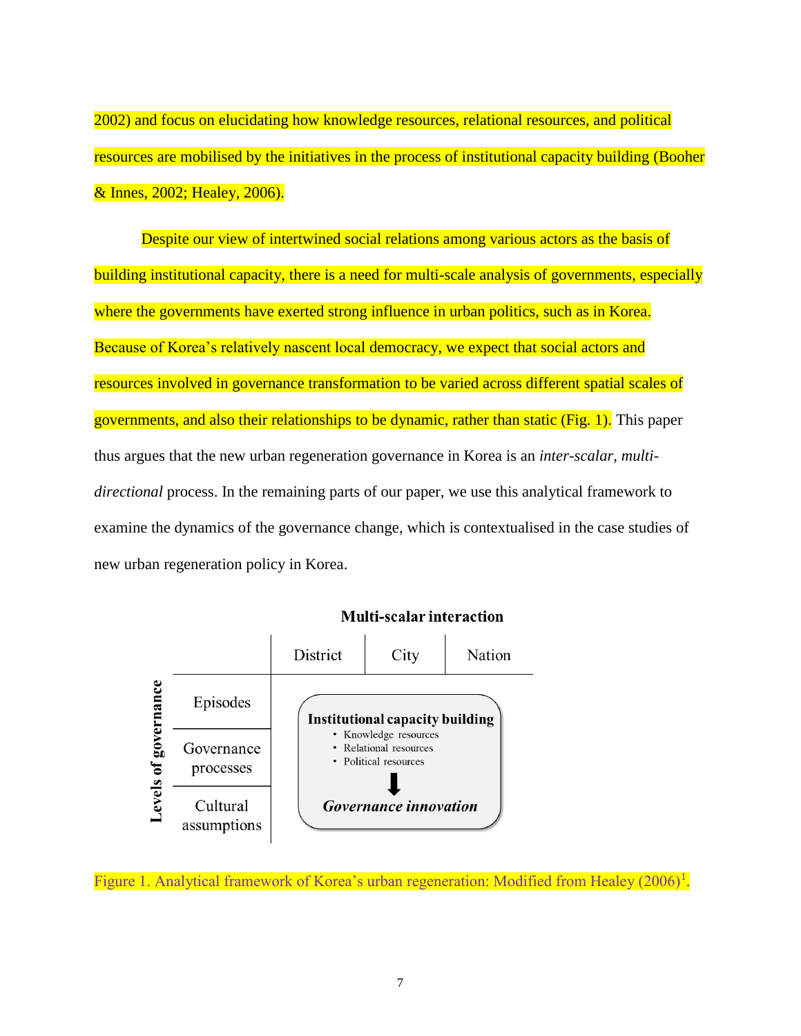2002) and focus on elucidating how knowledge resources, relational resources, and political resources are mobilised by the initiatives in the process of institutional capacity building (Booher & Innes, 2002; Healey, 2006).

Despite our view of intertwined social relations among various actors as the basis of building institutional capacity, there is a need for multi-scale analysis of governments, especially where the governments have exerted strong influence in urban politics, such as in Korea. Because of Korea's relatively nascent local democracy, we expect that social actors and resources involved in governance transformation to be varied across different spatial scales of governments, and also their relationships to be dynamic, rather than static (Fig. 1). This paper thus argues that the new urban regeneration governance in Korea is an *inter-scalar*, *multi-directional* process. In the remaining parts of our paper, we use this analytical framework to examine the dynamics of the governance change, which is contextualised in the case studies of new urban regeneration policy in Korea.

**Multi-scalar interaction**

| Levels of governance | District | City | Nation |
|---|---|---|---|
| Episodes | | | |
| Governance processes | | | |
| Cultural assumptions | | | |

**Institutional capacity building**
- Knowledge resources
- Relational resources
- Political resources

↓

***Governance innovation***

Figure 1. Analytical framework of Korea's urban regeneration: Modified from Healey (2006)[1].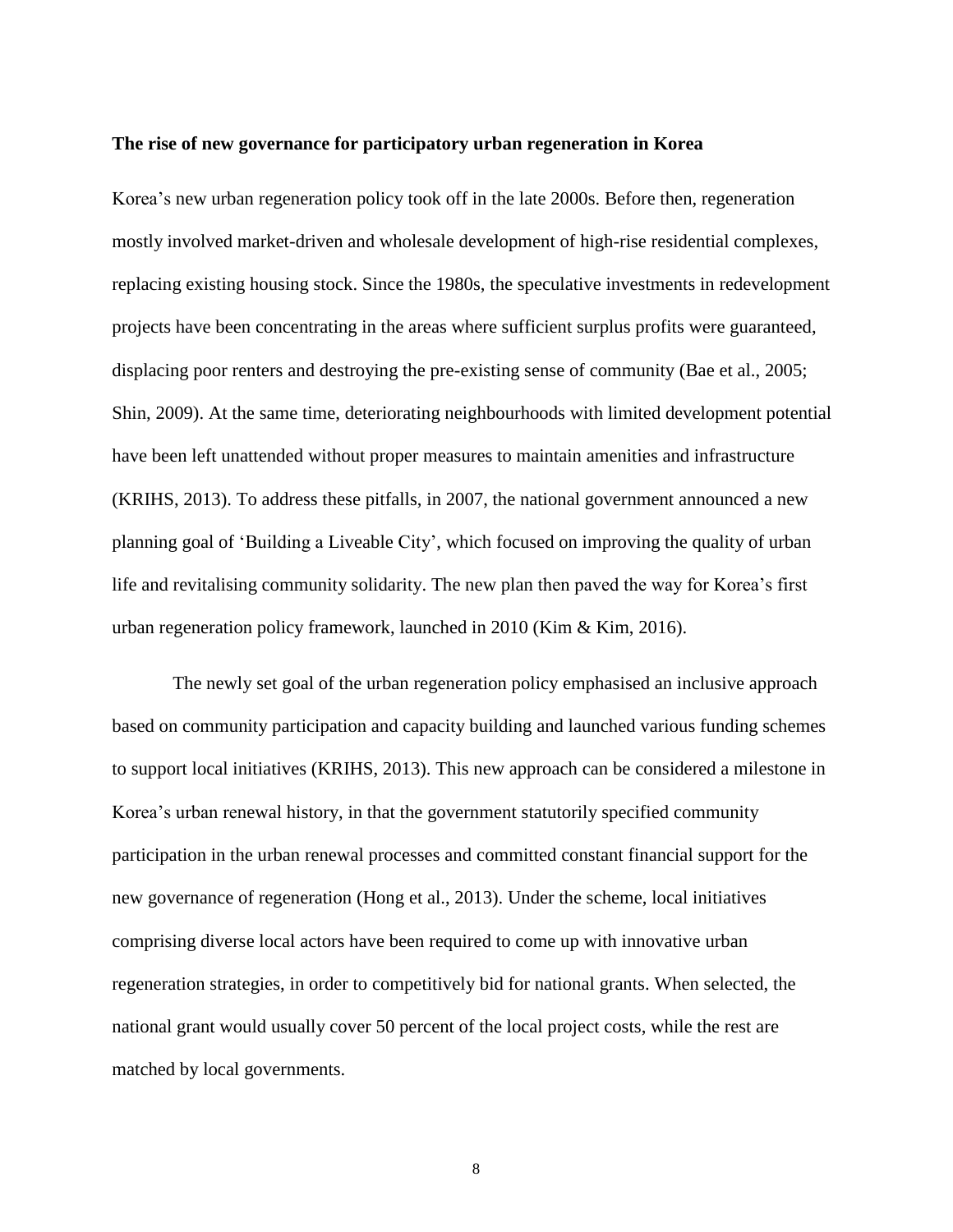## The rise of new governance for participatory urban regeneration in Korea

Korea's new urban regeneration policy took off in the late 2000s. Before then, regeneration mostly involved market-driven and wholesale development of high-rise residential complexes, replacing existing housing stock. Since the 1980s, the speculative investments in redevelopment projects have been concentrating in the areas where sufficient surplus profits were guaranteed, displacing poor renters and destroying the pre-existing sense of community (Bae et al., 2005; Shin, 2009). At the same time, deteriorating neighbourhoods with limited development potential have been left unattended without proper measures to maintain amenities and infrastructure (KRIHS, 2013). To address these pitfalls, in 2007, the national government announced a new planning goal of 'Building a Liveable City', which focused on improving the quality of urban life and revitalising community solidarity. The new plan then paved the way for Korea's first urban regeneration policy framework, launched in 2010 (Kim & Kim, 2016).

The newly set goal of the urban regeneration policy emphasised an inclusive approach based on community participation and capacity building and launched various funding schemes to support local initiatives (KRIHS, 2013). This new approach can be considered a milestone in Korea's urban renewal history, in that the government statutorily specified community participation in the urban renewal processes and committed constant financial support for the new governance of regeneration (Hong et al., 2013). Under the scheme, local initiatives comprising diverse local actors have been required to come up with innovative urban regeneration strategies, in order to competitively bid for national grants. When selected, the national grant would usually cover 50 percent of the local project costs, while the rest are matched by local governments.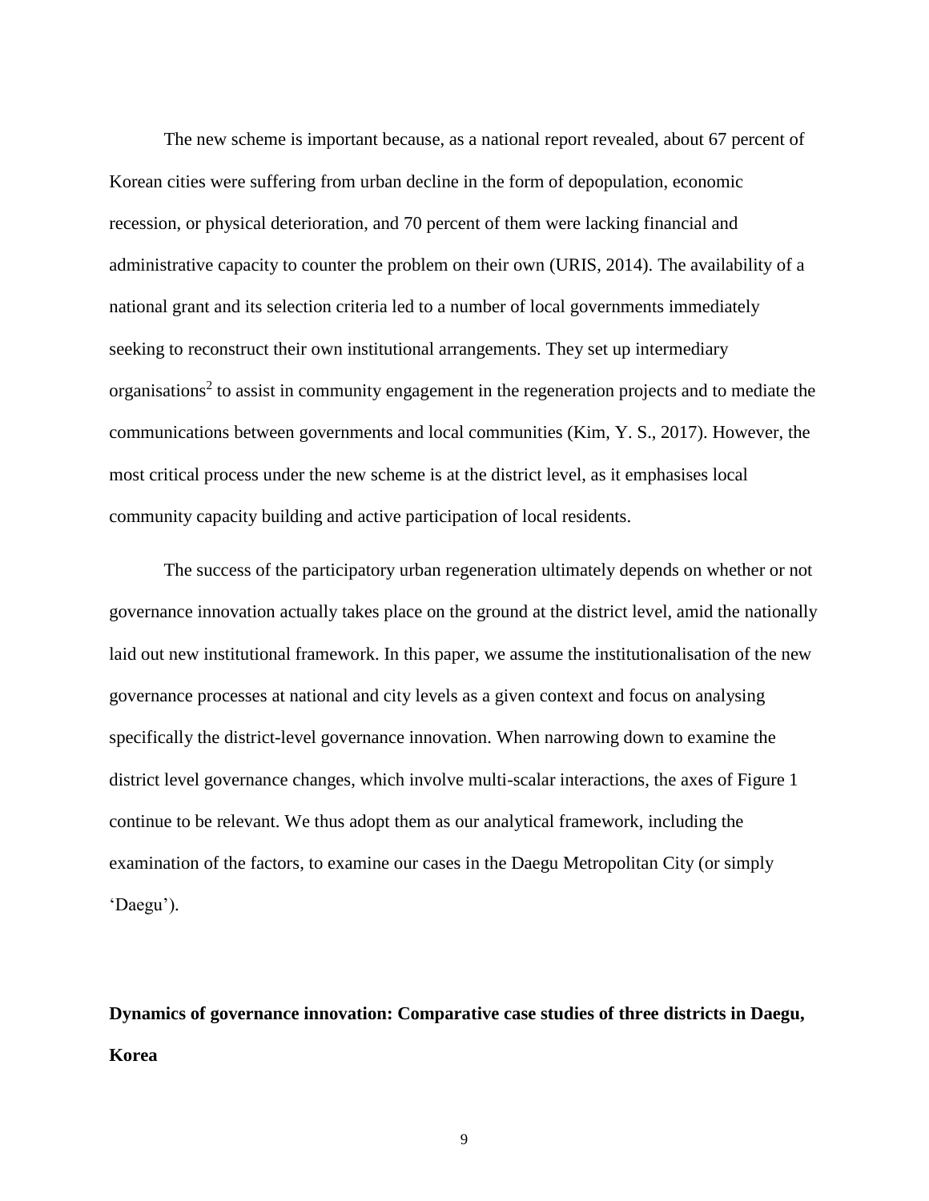The new scheme is important because, as a national report revealed, about 67 percent of Korean cities were suffering from urban decline in the form of depopulation, economic recession, or physical deterioration, and 70 percent of them were lacking financial and administrative capacity to counter the problem on their own (URIS, 2014). The availability of a national grant and its selection criteria led to a number of local governments immediately seeking to reconstruct their own institutional arrangements. They set up intermediary organisations[2] to assist in community engagement in the regeneration projects and to mediate the communications between governments and local communities (Kim, Y. S., 2017). However, the most critical process under the new scheme is at the district level, as it emphasises local community capacity building and active participation of local residents.

The success of the participatory urban regeneration ultimately depends on whether or not governance innovation actually takes place on the ground at the district level, amid the nationally laid out new institutional framework. In this paper, we assume the institutionalisation of the new governance processes at national and city levels as a given context and focus on analysing specifically the district-level governance innovation. When narrowing down to examine the district level governance changes, which involve multi-scalar interactions, the axes of Figure 1 continue to be relevant. We thus adopt them as our analytical framework, including the examination of the factors, to examine our cases in the Daegu Metropolitan City (or simply 'Daegu').

## Dynamics of governance innovation: Comparative case studies of three districts in Daegu, Korea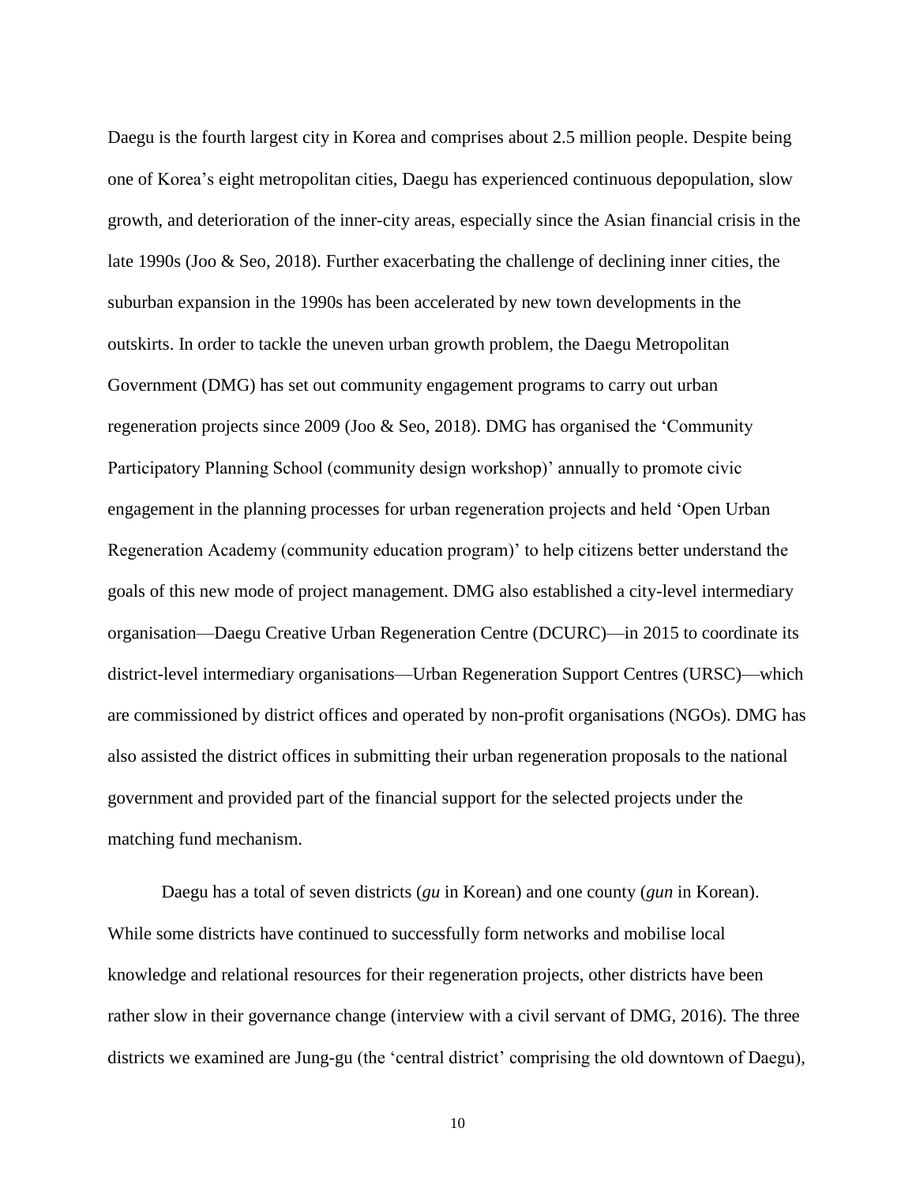Daegu is the fourth largest city in Korea and comprises about 2.5 million people. Despite being one of Korea's eight metropolitan cities, Daegu has experienced continuous depopulation, slow growth, and deterioration of the inner-city areas, especially since the Asian financial crisis in the late 1990s (Joo & Seo, 2018). Further exacerbating the challenge of declining inner cities, the suburban expansion in the 1990s has been accelerated by new town developments in the outskirts. In order to tackle the uneven urban growth problem, the Daegu Metropolitan Government (DMG) has set out community engagement programs to carry out urban regeneration projects since 2009 (Joo & Seo, 2018). DMG has organised the 'Community Participatory Planning School (community design workshop)' annually to promote civic engagement in the planning processes for urban regeneration projects and held 'Open Urban Regeneration Academy (community education program)' to help citizens better understand the goals of this new mode of project management. DMG also established a city-level intermediary organisation—Daegu Creative Urban Regeneration Centre (DCURC)—in 2015 to coordinate its district-level intermediary organisations—Urban Regeneration Support Centres (URSC)—which are commissioned by district offices and operated by non-profit organisations (NGOs). DMG has also assisted the district offices in submitting their urban regeneration proposals to the national government and provided part of the financial support for the selected projects under the matching fund mechanism.

Daegu has a total of seven districts (*gu* in Korean) and one county (*gun* in Korean). While some districts have continued to successfully form networks and mobilise local knowledge and relational resources for their regeneration projects, other districts have been rather slow in their governance change (interview with a civil servant of DMG, 2016). The three districts we examined are Jung-gu (the 'central district' comprising the old downtown of Daegu),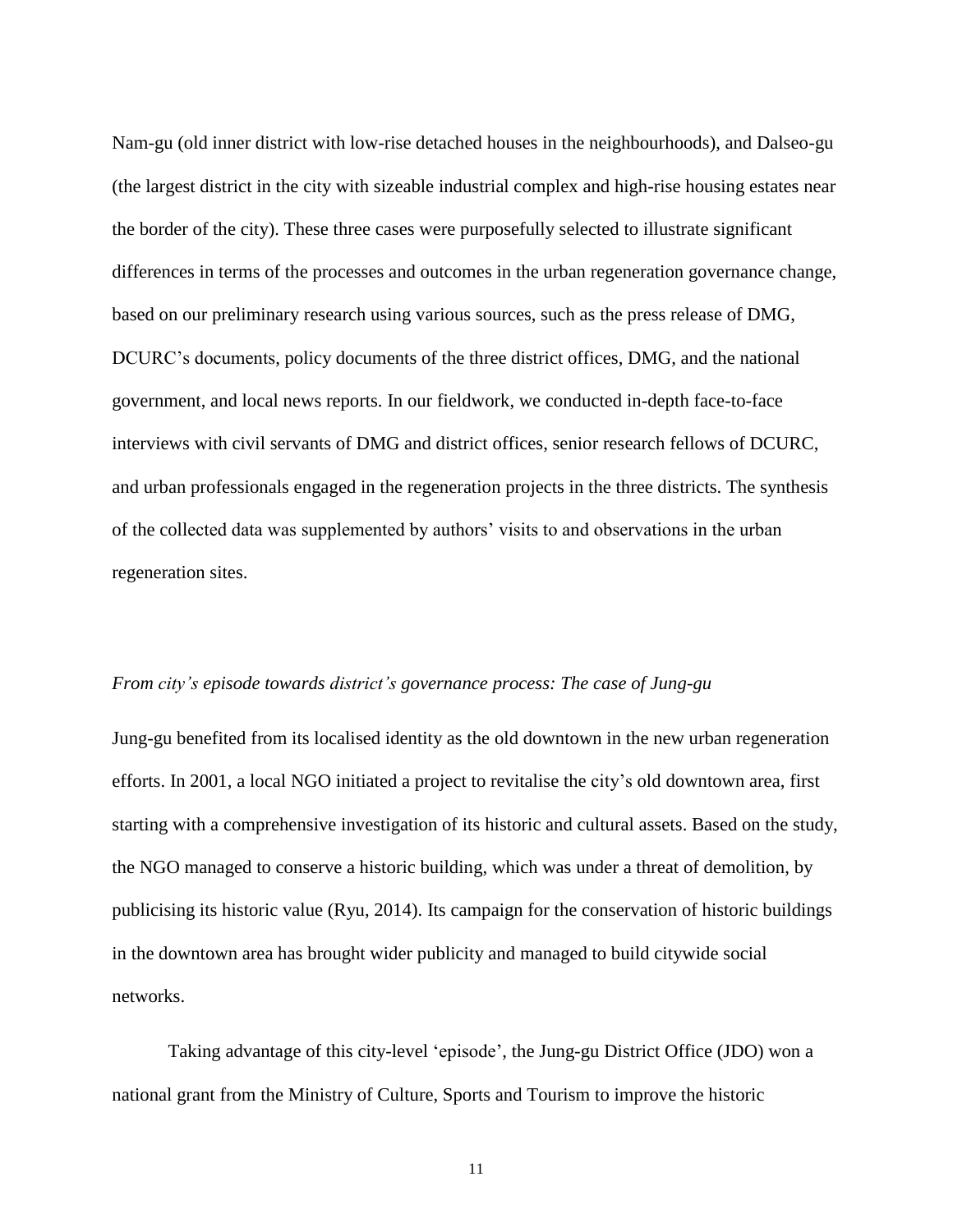Nam-gu (old inner district with low-rise detached houses in the neighbourhoods), and Dalseo-gu (the largest district in the city with sizeable industrial complex and high-rise housing estates near the border of the city). These three cases were purposefully selected to illustrate significant differences in terms of the processes and outcomes in the urban regeneration governance change, based on our preliminary research using various sources, such as the press release of DMG, DCURC's documents, policy documents of the three district offices, DMG, and the national government, and local news reports. In our fieldwork, we conducted in-depth face-to-face interviews with civil servants of DMG and district offices, senior research fellows of DCURC, and urban professionals engaged in the regeneration projects in the three districts. The synthesis of the collected data was supplemented by authors' visits to and observations in the urban regeneration sites.

*From city's episode towards district's governance process: The case of Jung-gu*

Jung-gu benefited from its localised identity as the old downtown in the new urban regeneration efforts. In 2001, a local NGO initiated a project to revitalise the city's old downtown area, first starting with a comprehensive investigation of its historic and cultural assets. Based on the study, the NGO managed to conserve a historic building, which was under a threat of demolition, by publicising its historic value (Ryu, 2014). Its campaign for the conservation of historic buildings in the downtown area has brought wider publicity and managed to build citywide social networks.

Taking advantage of this city-level 'episode', the Jung-gu District Office (JDO) won a national grant from the Ministry of Culture, Sports and Tourism to improve the historic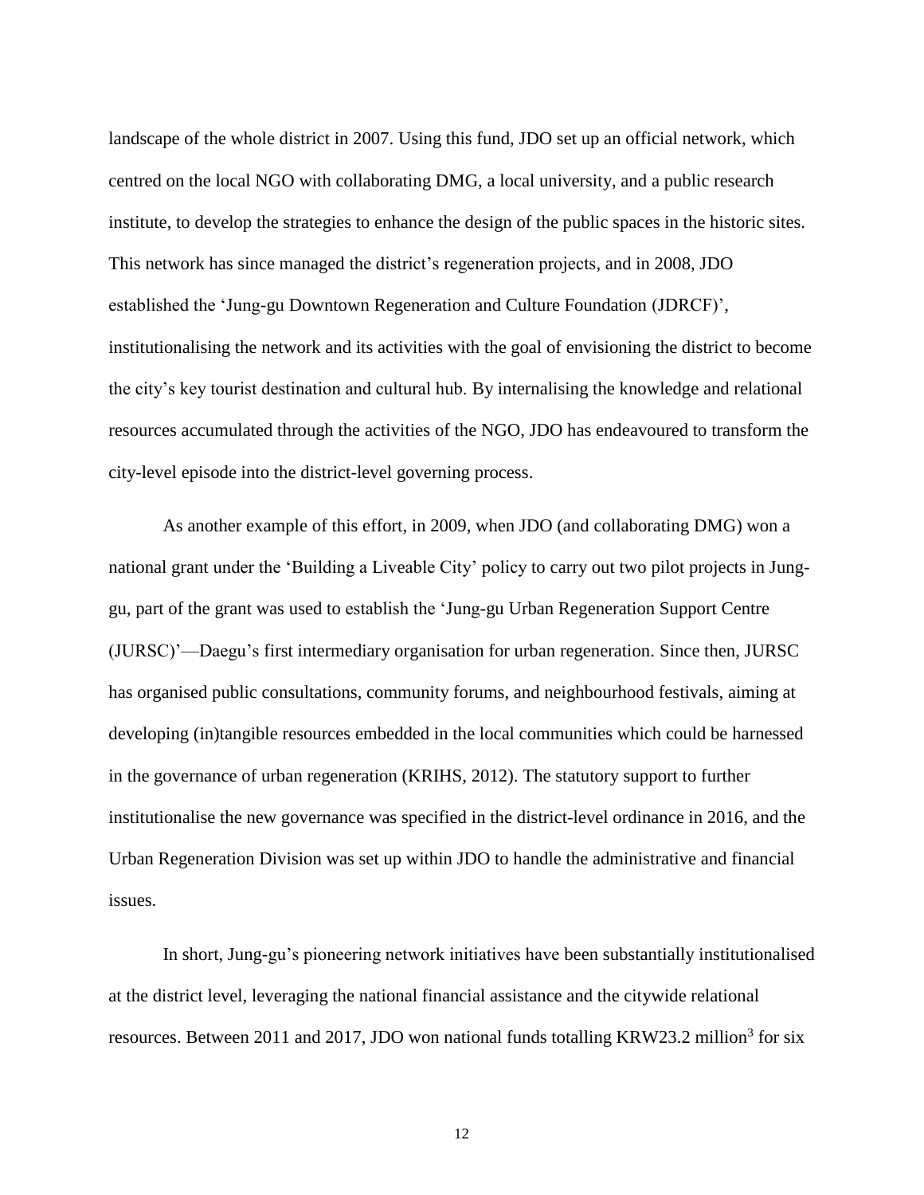landscape of the whole district in 2007. Using this fund, JDO set up an official network, which centred on the local NGO with collaborating DMG, a local university, and a public research institute, to develop the strategies to enhance the design of the public spaces in the historic sites. This network has since managed the district's regeneration projects, and in 2008, JDO established the 'Jung-gu Downtown Regeneration and Culture Foundation (JDRCF)', institutionalising the network and its activities with the goal of envisioning the district to become the city's key tourist destination and cultural hub. By internalising the knowledge and relational resources accumulated through the activities of the NGO, JDO has endeavoured to transform the city-level episode into the district-level governing process.

As another example of this effort, in 2009, when JDO (and collaborating DMG) won a national grant under the 'Building a Liveable City' policy to carry out two pilot projects in Jung-gu, part of the grant was used to establish the 'Jung-gu Urban Regeneration Support Centre (JURSC)'—Daegu's first intermediary organisation for urban regeneration. Since then, JURSC has organised public consultations, community forums, and neighbourhood festivals, aiming at developing (in)tangible resources embedded in the local communities which could be harnessed in the governance of urban regeneration (KRIHS, 2012). The statutory support to further institutionalise the new governance was specified in the district-level ordinance in 2016, and the Urban Regeneration Division was set up within JDO to handle the administrative and financial issues.

In short, Jung-gu's pioneering network initiatives have been substantially institutionalised at the district level, leveraging the national financial assistance and the citywide relational resources. Between 2011 and 2017, JDO won national funds totalling KRW23.2 million[3] for six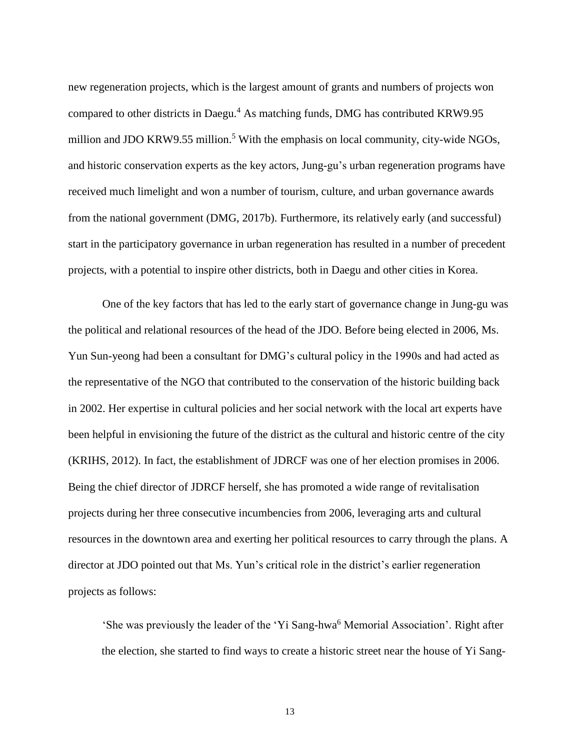new regeneration projects, which is the largest amount of grants and numbers of projects won compared to other districts in Daegu.[4] As matching funds, DMG has contributed KRW9.95 million and JDO KRW9.55 million.[5] With the emphasis on local community, city-wide NGOs, and historic conservation experts as the key actors, Jung-gu's urban regeneration programs have received much limelight and won a number of tourism, culture, and urban governance awards from the national government (DMG, 2017b). Furthermore, its relatively early (and successful) start in the participatory governance in urban regeneration has resulted in a number of precedent projects, with a potential to inspire other districts, both in Daegu and other cities in Korea.

One of the key factors that has led to the early start of governance change in Jung-gu was the political and relational resources of the head of the JDO. Before being elected in 2006, Ms. Yun Sun-yeong had been a consultant for DMG's cultural policy in the 1990s and had acted as the representative of the NGO that contributed to the conservation of the historic building back in 2002. Her expertise in cultural policies and her social network with the local art experts have been helpful in envisioning the future of the district as the cultural and historic centre of the city (KRIHS, 2012). In fact, the establishment of JDRCF was one of her election promises in 2006. Being the chief director of JDRCF herself, she has promoted a wide range of revitalisation projects during her three consecutive incumbencies from 2006, leveraging arts and cultural resources in the downtown area and exerting her political resources to carry through the plans. A director at JDO pointed out that Ms. Yun's critical role in the district's earlier regeneration projects as follows:

> 'She was previously the leader of the 'Yi Sang-hwa[6] Memorial Association'. Right after the election, she started to find ways to create a historic street near the house of Yi Sang-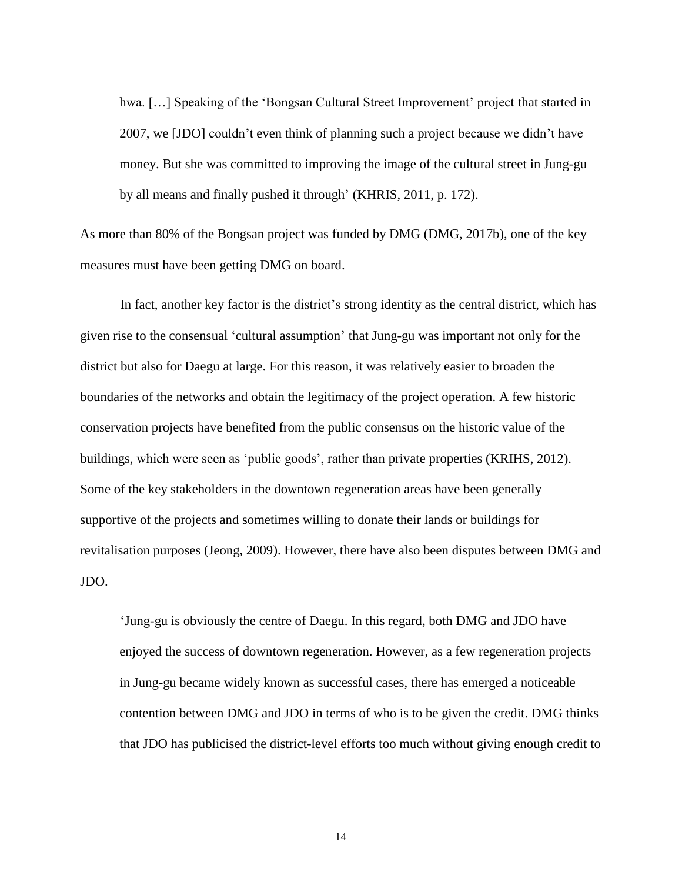> hwa. […] Speaking of the 'Bongsan Cultural Street Improvement' project that started in 2007, we [JDO] couldn't even think of planning such a project because we didn't have money. But she was committed to improving the image of the cultural street in Jung-gu by all means and finally pushed it through' (KHRIS, 2011, p. 172).

As more than 80% of the Bongsan project was funded by DMG (DMG, 2017b), one of the key measures must have been getting DMG on board.

In fact, another key factor is the district's strong identity as the central district, which has given rise to the consensual 'cultural assumption' that Jung-gu was important not only for the district but also for Daegu at large. For this reason, it was relatively easier to broaden the boundaries of the networks and obtain the legitimacy of the project operation. A few historic conservation projects have benefited from the public consensus on the historic value of the buildings, which were seen as 'public goods', rather than private properties (KRIHS, 2012). Some of the key stakeholders in the downtown regeneration areas have been generally supportive of the projects and sometimes willing to donate their lands or buildings for revitalisation purposes (Jeong, 2009). However, there have also been disputes between DMG and JDO.

> 'Jung-gu is obviously the centre of Daegu. In this regard, both DMG and JDO have enjoyed the success of downtown regeneration. However, as a few regeneration projects in Jung-gu became widely known as successful cases, there has emerged a noticeable contention between DMG and JDO in terms of who is to be given the credit. DMG thinks that JDO has publicised the district-level efforts too much without giving enough credit to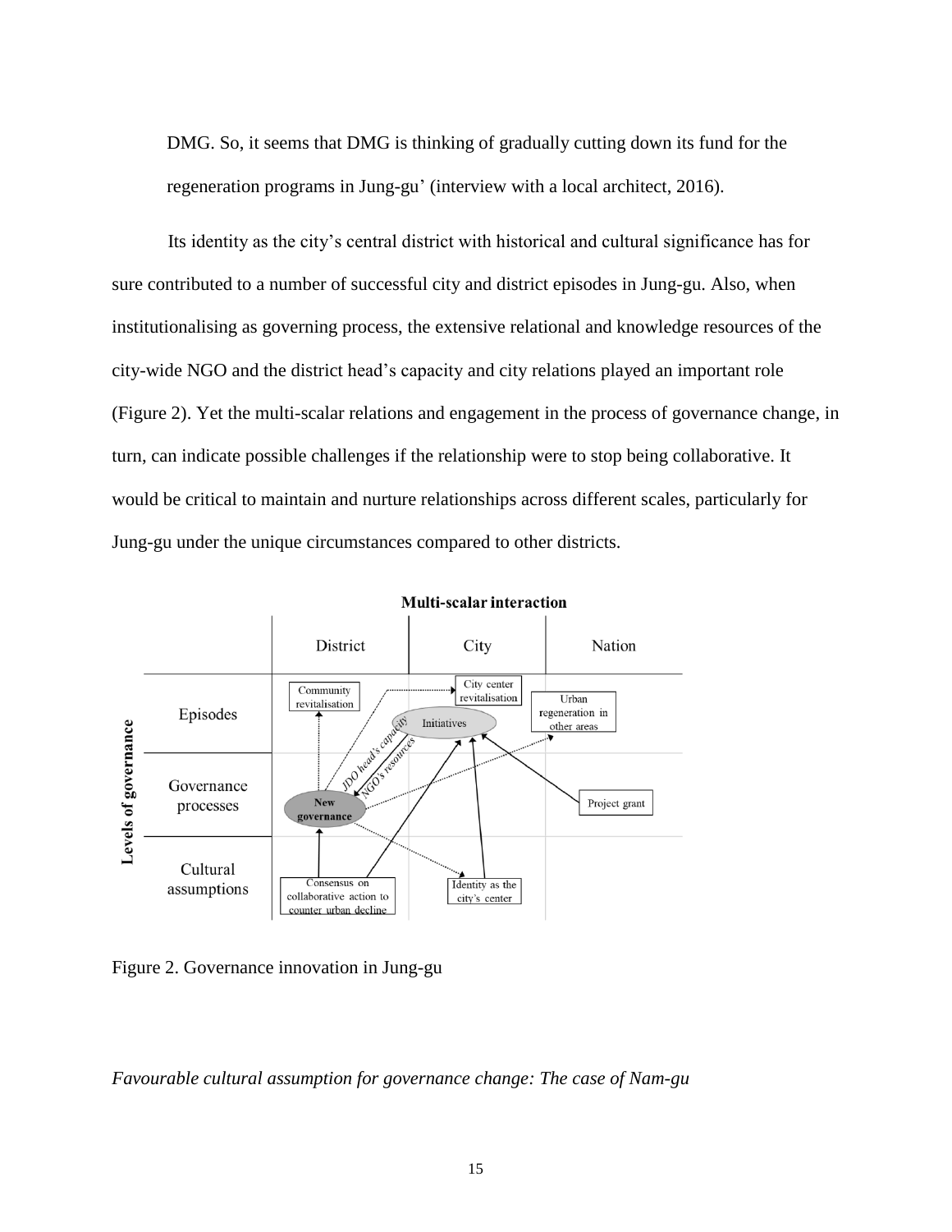DMG. So, it seems that DMG is thinking of gradually cutting down its fund for the regeneration programs in Jung-gu' (interview with a local architect, 2016).

Its identity as the city's central district with historical and cultural significance has for sure contributed to a number of successful city and district episodes in Jung-gu. Also, when institutionalising as governing process, the extensive relational and knowledge resources of the city-wide NGO and the district head's capacity and city relations played an important role (Figure 2). Yet the multi-scalar relations and engagement in the process of governance change, in turn, can indicate possible challenges if the relationship were to stop being collaborative. It would be critical to maintain and nurture relationships across different scales, particularly for Jung-gu under the unique circumstances compared to other districts.

Figure 2. Governance innovation in Jung-gu

*Favourable cultural assumption for governance change: The case of Nam-gu*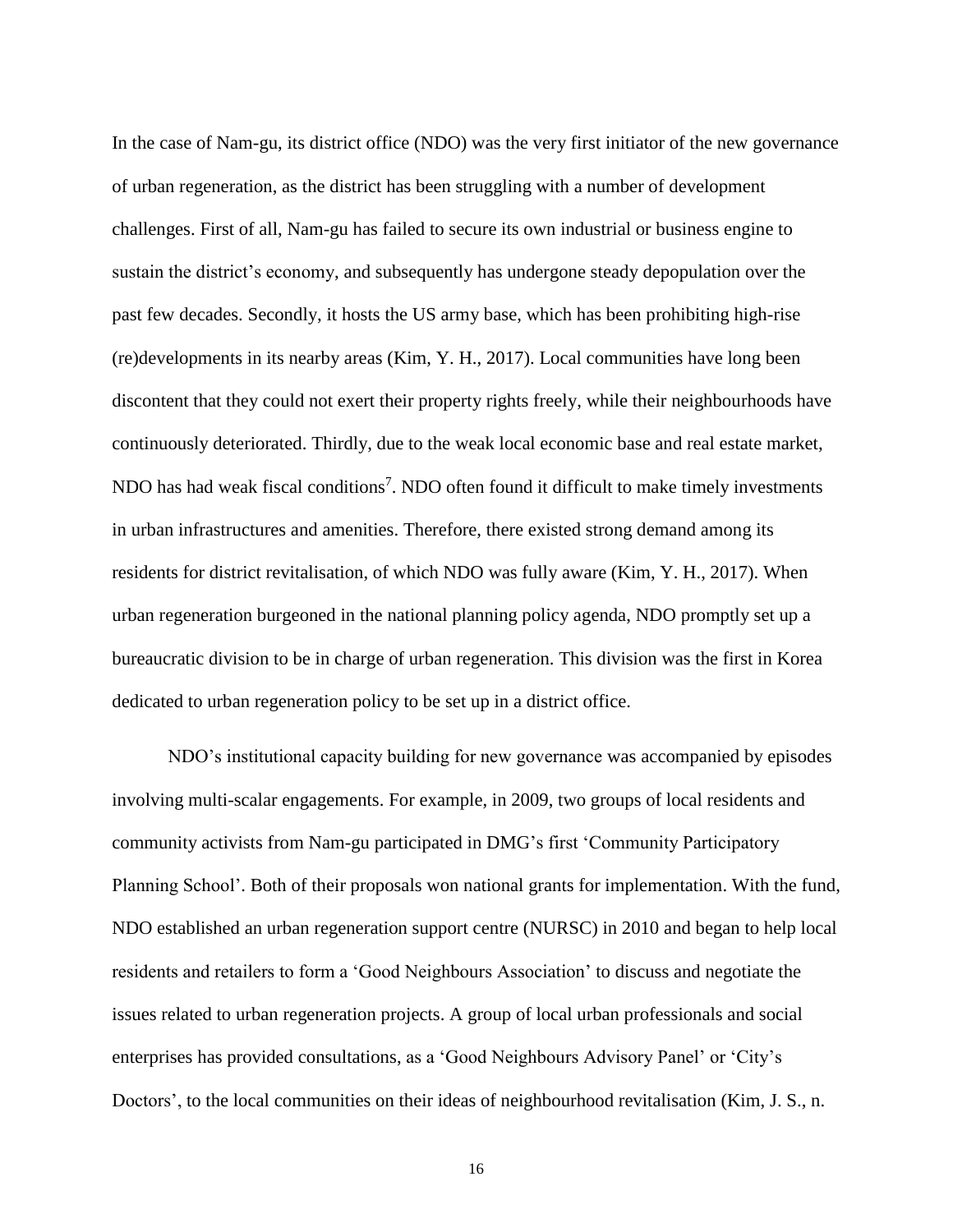In the case of Nam-gu, its district office (NDO) was the very first initiator of the new governance of urban regeneration, as the district has been struggling with a number of development challenges. First of all, Nam-gu has failed to secure its own industrial or business engine to sustain the district's economy, and subsequently has undergone steady depopulation over the past few decades. Secondly, it hosts the US army base, which has been prohibiting high-rise (re)developments in its nearby areas (Kim, Y. H., 2017). Local communities have long been discontent that they could not exert their property rights freely, while their neighbourhoods have continuously deteriorated. Thirdly, due to the weak local economic base and real estate market, NDO has had weak fiscal conditions[7]. NDO often found it difficult to make timely investments in urban infrastructures and amenities. Therefore, there existed strong demand among its residents for district revitalisation, of which NDO was fully aware (Kim, Y. H., 2017). When urban regeneration burgeoned in the national planning policy agenda, NDO promptly set up a bureaucratic division to be in charge of urban regeneration. This division was the first in Korea dedicated to urban regeneration policy to be set up in a district office.

NDO's institutional capacity building for new governance was accompanied by episodes involving multi-scalar engagements. For example, in 2009, two groups of local residents and community activists from Nam-gu participated in DMG's first 'Community Participatory Planning School'. Both of their proposals won national grants for implementation. With the fund, NDO established an urban regeneration support centre (NURSC) in 2010 and began to help local residents and retailers to form a 'Good Neighbours Association' to discuss and negotiate the issues related to urban regeneration projects. A group of local urban professionals and social enterprises has provided consultations, as a 'Good Neighbours Advisory Panel' or 'City's Doctors', to the local communities on their ideas of neighbourhood revitalisation (Kim, J. S., n.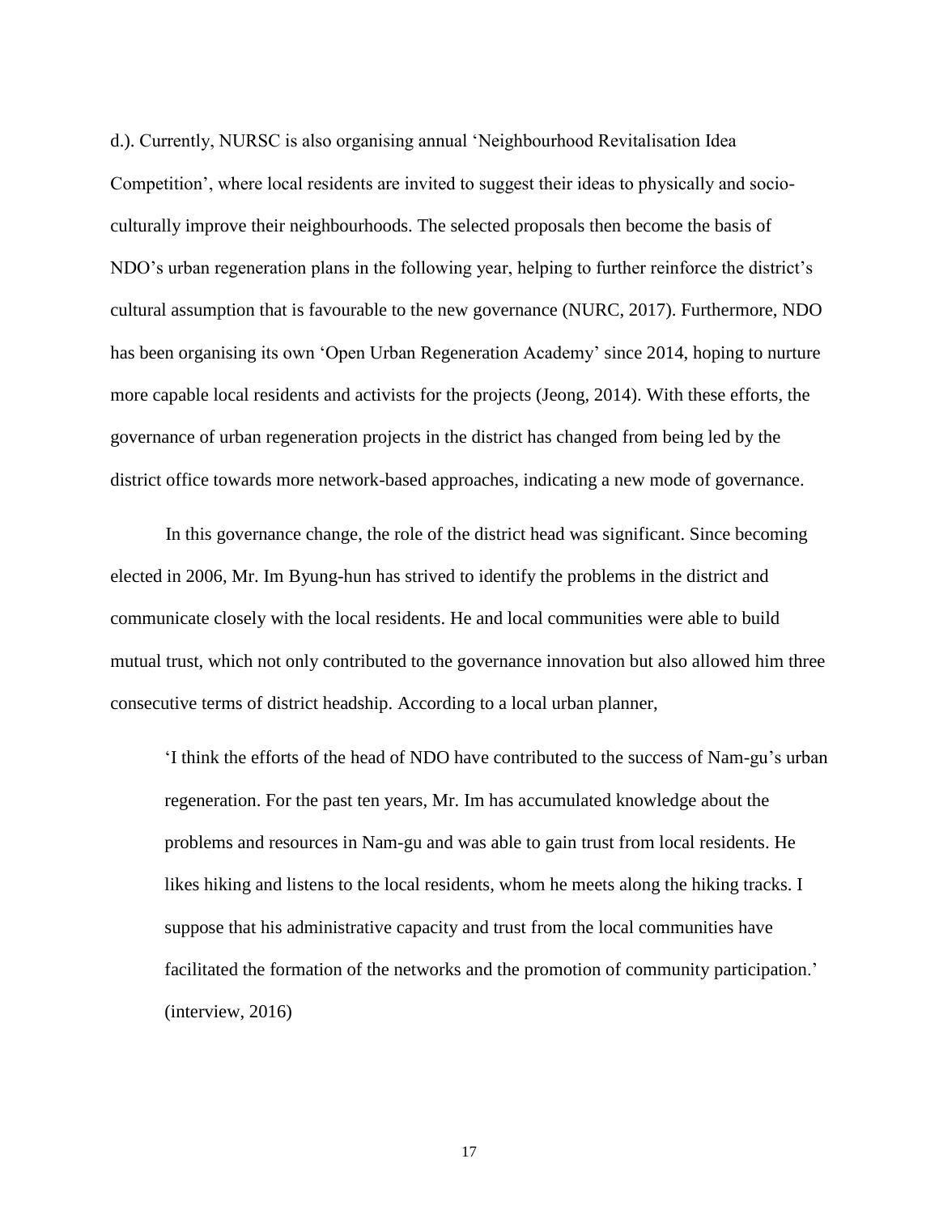d.). Currently, NURSC is also organising annual 'Neighbourhood Revitalisation Idea Competition', where local residents are invited to suggest their ideas to physically and socio-culturally improve their neighbourhoods. The selected proposals then become the basis of NDO's urban regeneration plans in the following year, helping to further reinforce the district's cultural assumption that is favourable to the new governance (NURC, 2017). Furthermore, NDO has been organising its own 'Open Urban Regeneration Academy' since 2014, hoping to nurture more capable local residents and activists for the projects (Jeong, 2014). With these efforts, the governance of urban regeneration projects in the district has changed from being led by the district office towards more network-based approaches, indicating a new mode of governance.

In this governance change, the role of the district head was significant. Since becoming elected in 2006, Mr. Im Byung-hun has strived to identify the problems in the district and communicate closely with the local residents. He and local communities were able to build mutual trust, which not only contributed to the governance innovation but also allowed him three consecutive terms of district headship. According to a local urban planner,

> 'I think the efforts of the head of NDO have contributed to the success of Nam-gu's urban regeneration. For the past ten years, Mr. Im has accumulated knowledge about the problems and resources in Nam-gu and was able to gain trust from local residents. He likes hiking and listens to the local residents, whom he meets along the hiking tracks. I suppose that his administrative capacity and trust from the local communities have facilitated the formation of the networks and the promotion of community participation.' (interview, 2016)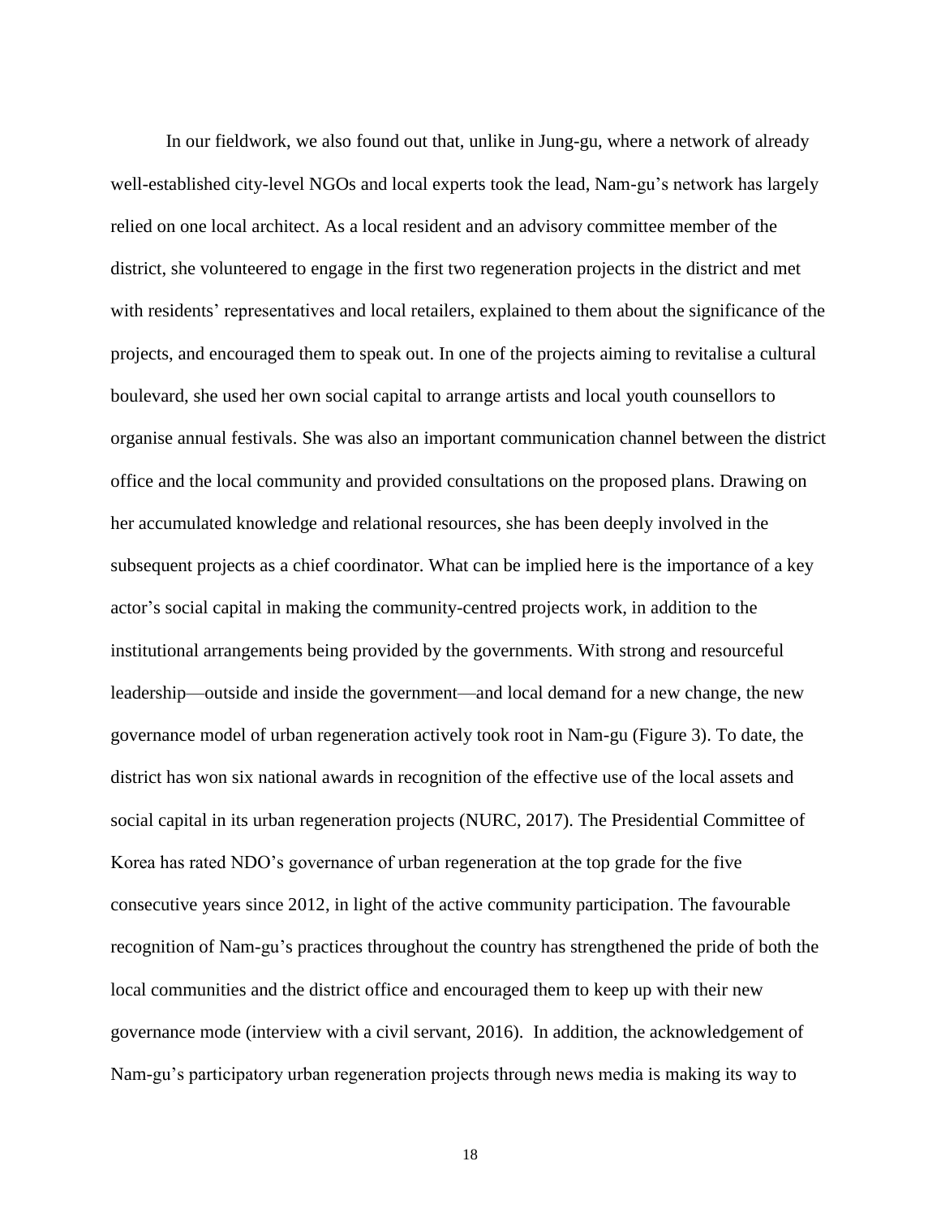In our fieldwork, we also found out that, unlike in Jung-gu, where a network of already well-established city-level NGOs and local experts took the lead, Nam-gu's network has largely relied on one local architect. As a local resident and an advisory committee member of the district, she volunteered to engage in the first two regeneration projects in the district and met with residents' representatives and local retailers, explained to them about the significance of the projects, and encouraged them to speak out. In one of the projects aiming to revitalise a cultural boulevard, she used her own social capital to arrange artists and local youth counsellors to organise annual festivals. She was also an important communication channel between the district office and the local community and provided consultations on the proposed plans. Drawing on her accumulated knowledge and relational resources, she has been deeply involved in the subsequent projects as a chief coordinator. What can be implied here is the importance of a key actor's social capital in making the community-centred projects work, in addition to the institutional arrangements being provided by the governments. With strong and resourceful leadership—outside and inside the government—and local demand for a new change, the new governance model of urban regeneration actively took root in Nam-gu (Figure 3). To date, the district has won six national awards in recognition of the effective use of the local assets and social capital in its urban regeneration projects (NURC, 2017). The Presidential Committee of Korea has rated NDO's governance of urban regeneration at the top grade for the five consecutive years since 2012, in light of the active community participation. The favourable recognition of Nam-gu's practices throughout the country has strengthened the pride of both the local communities and the district office and encouraged them to keep up with their new governance mode (interview with a civil servant, 2016). In addition, the acknowledgement of Nam-gu's participatory urban regeneration projects through news media is making its way to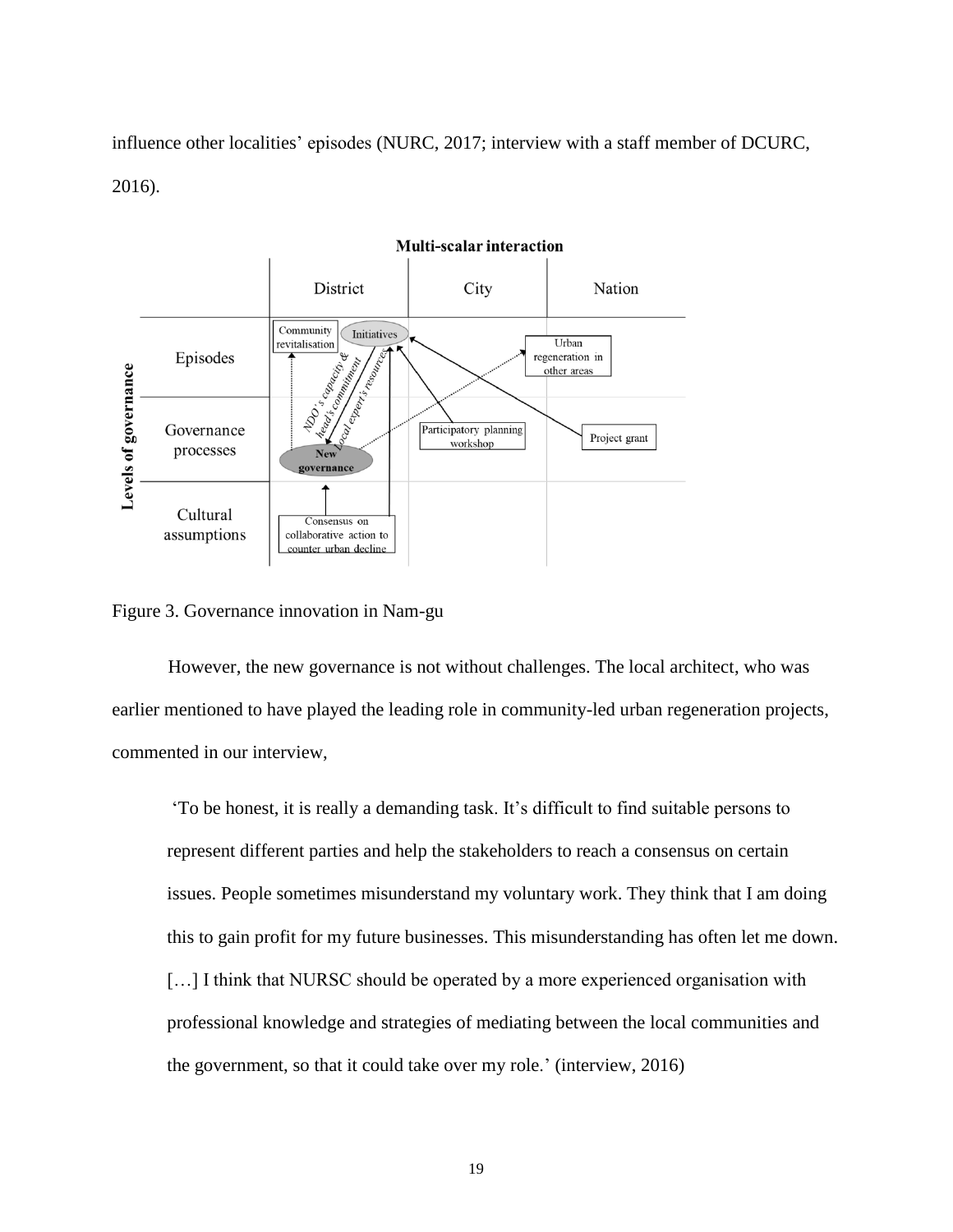influence other localities' episodes (NURC, 2017; interview with a staff member of DCURC, 2016).

Figure 3. Governance innovation in Nam-gu

However, the new governance is not without challenges. The local architect, who was earlier mentioned to have played the leading role in community-led urban regeneration projects, commented in our interview,

> 'To be honest, it is really a demanding task. It's difficult to find suitable persons to represent different parties and help the stakeholders to reach a consensus on certain issues. People sometimes misunderstand my voluntary work. They think that I am doing this to gain profit for my future businesses. This misunderstanding has often let me down. […] I think that NURSC should be operated by a more experienced organisation with professional knowledge and strategies of mediating between the local communities and the government, so that it could take over my role.' (interview, 2016)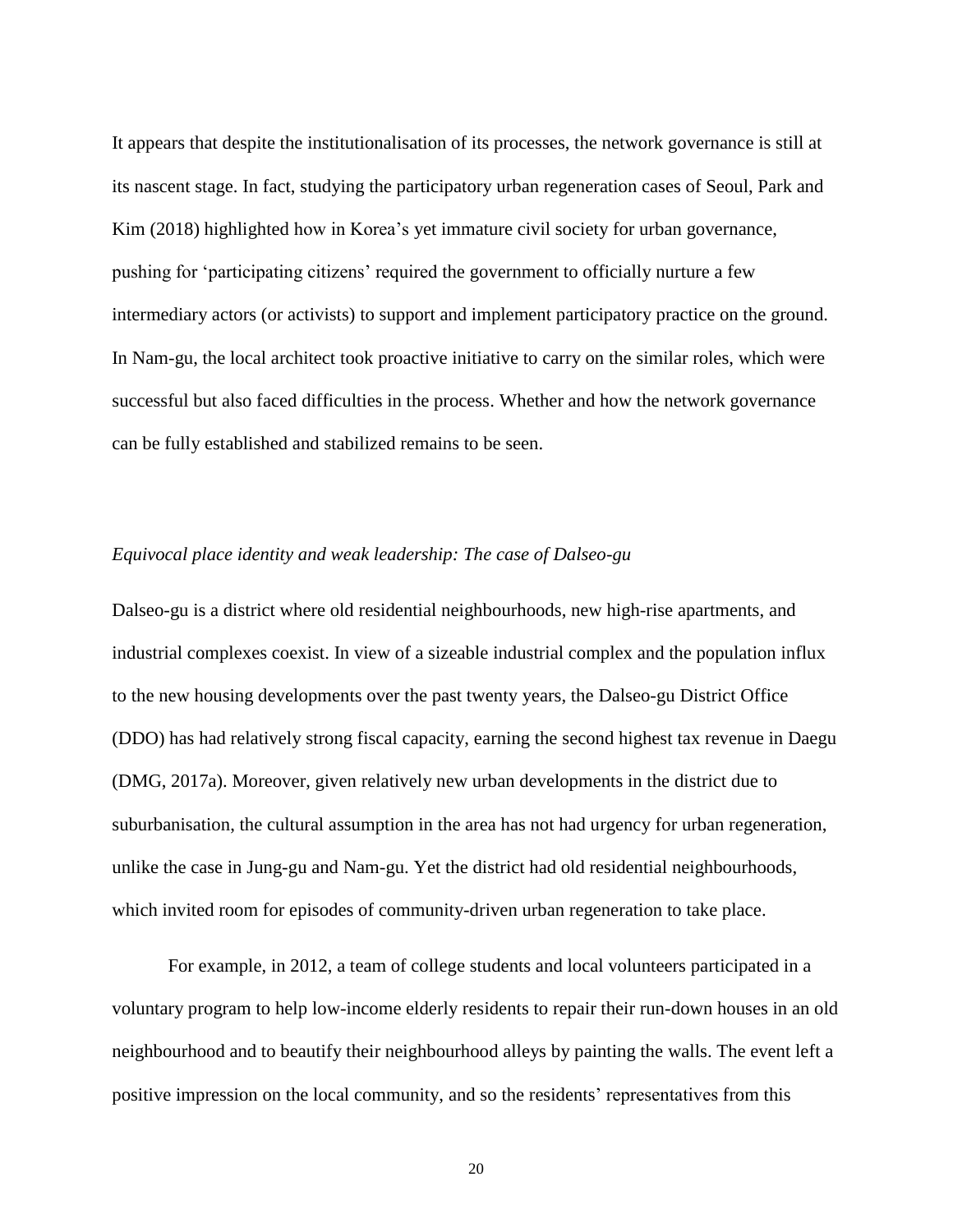It appears that despite the institutionalisation of its processes, the network governance is still at its nascent stage. In fact, studying the participatory urban regeneration cases of Seoul, Park and Kim (2018) highlighted how in Korea's yet immature civil society for urban governance, pushing for 'participating citizens' required the government to officially nurture a few intermediary actors (or activists) to support and implement participatory practice on the ground. In Nam-gu, the local architect took proactive initiative to carry on the similar roles, which were successful but also faced difficulties in the process. Whether and how the network governance can be fully established and stabilized remains to be seen.

*Equivocal place identity and weak leadership: The case of Dalseo-gu*

Dalseo-gu is a district where old residential neighbourhoods, new high-rise apartments, and industrial complexes coexist. In view of a sizeable industrial complex and the population influx to the new housing developments over the past twenty years, the Dalseo-gu District Office (DDO) has had relatively strong fiscal capacity, earning the second highest tax revenue in Daegu (DMG, 2017a). Moreover, given relatively new urban developments in the district due to suburbanisation, the cultural assumption in the area has not had urgency for urban regeneration, unlike the case in Jung-gu and Nam-gu. Yet the district had old residential neighbourhoods, which invited room for episodes of community-driven urban regeneration to take place.

For example, in 2012, a team of college students and local volunteers participated in a voluntary program to help low-income elderly residents to repair their run-down houses in an old neighbourhood and to beautify their neighbourhood alleys by painting the walls. The event left a positive impression on the local community, and so the residents' representatives from this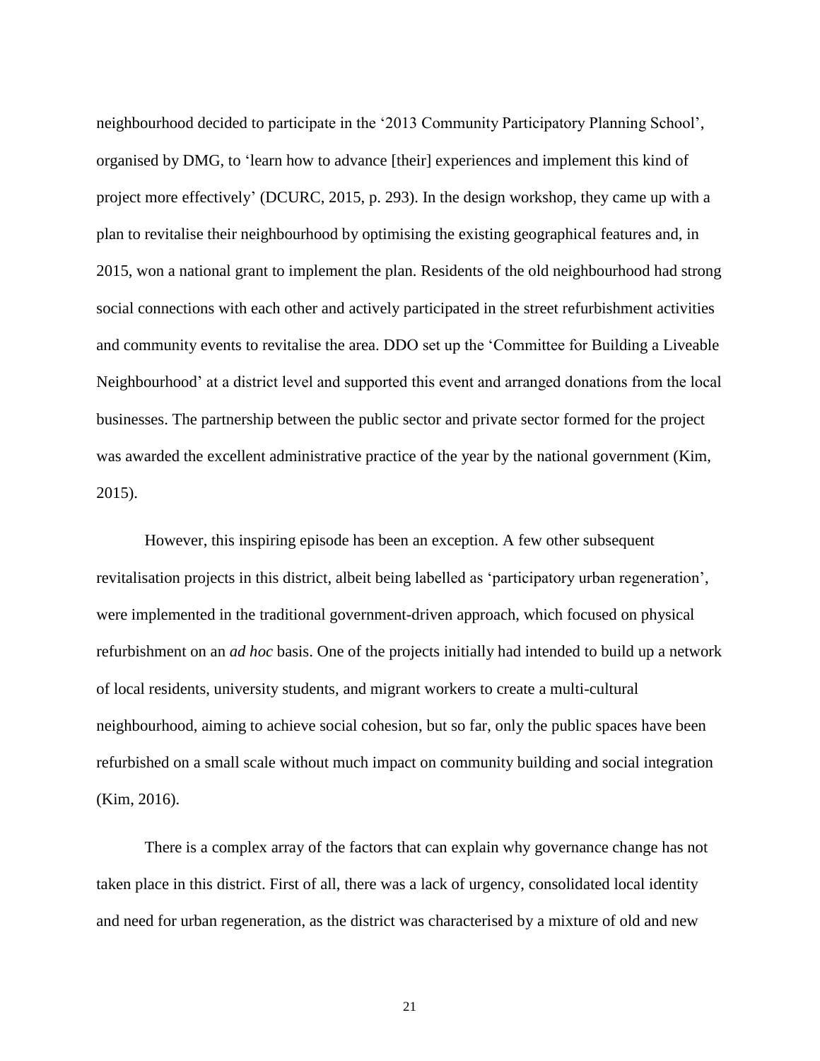neighbourhood decided to participate in the '2013 Community Participatory Planning School', organised by DMG, to 'learn how to advance [their] experiences and implement this kind of project more effectively' (DCURC, 2015, p. 293). In the design workshop, they came up with a plan to revitalise their neighbourhood by optimising the existing geographical features and, in 2015, won a national grant to implement the plan. Residents of the old neighbourhood had strong social connections with each other and actively participated in the street refurbishment activities and community events to revitalise the area. DDO set up the 'Committee for Building a Liveable Neighbourhood' at a district level and supported this event and arranged donations from the local businesses. The partnership between the public sector and private sector formed for the project was awarded the excellent administrative practice of the year by the national government (Kim, 2015).

However, this inspiring episode has been an exception. A few other subsequent revitalisation projects in this district, albeit being labelled as 'participatory urban regeneration', were implemented in the traditional government-driven approach, which focused on physical refurbishment on an *ad hoc* basis. One of the projects initially had intended to build up a network of local residents, university students, and migrant workers to create a multi-cultural neighbourhood, aiming to achieve social cohesion, but so far, only the public spaces have been refurbished on a small scale without much impact on community building and social integration (Kim, 2016).

There is a complex array of the factors that can explain why governance change has not taken place in this district. First of all, there was a lack of urgency, consolidated local identity and need for urban regeneration, as the district was characterised by a mixture of old and new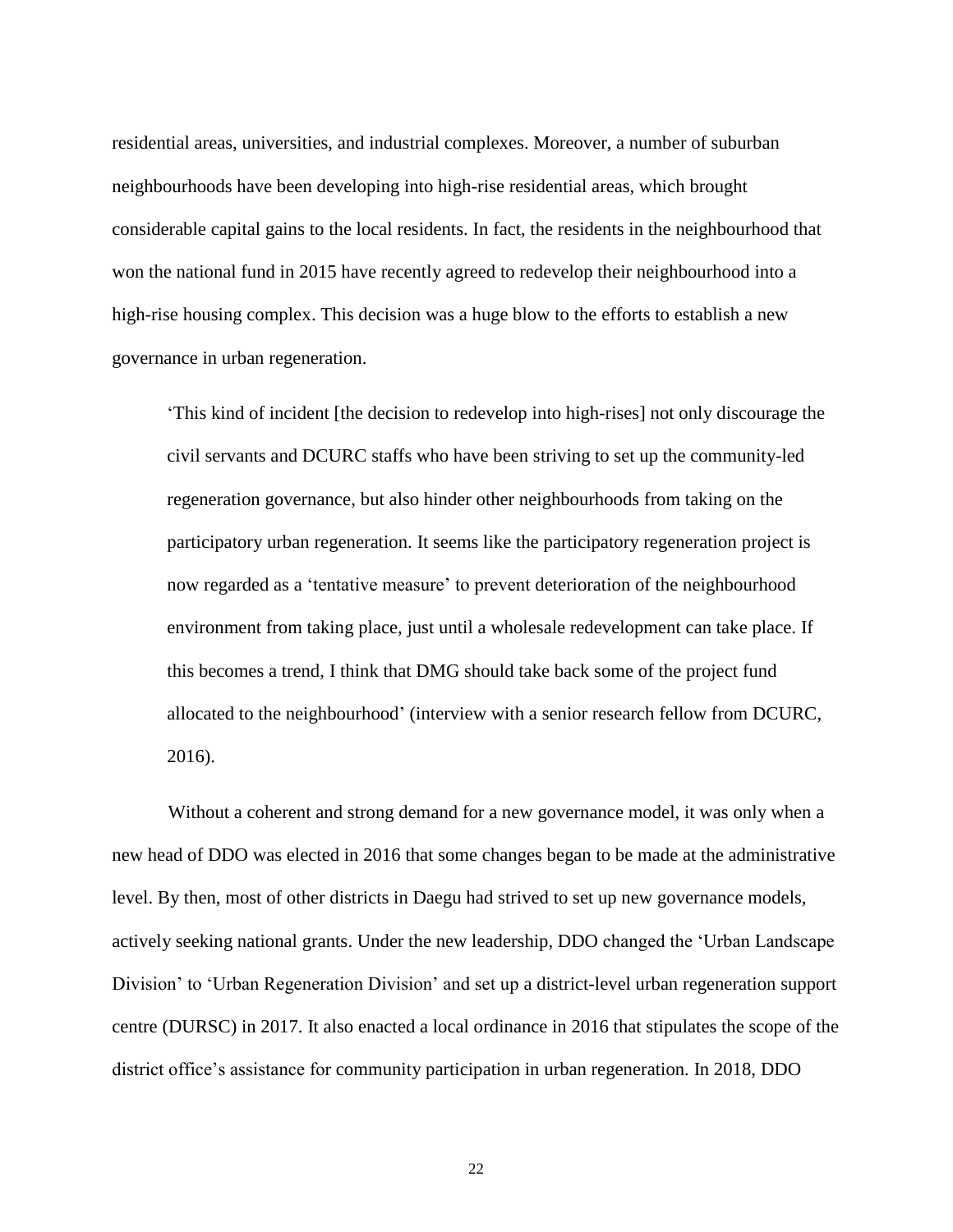residential areas, universities, and industrial complexes. Moreover, a number of suburban neighbourhoods have been developing into high-rise residential areas, which brought considerable capital gains to the local residents. In fact, the residents in the neighbourhood that won the national fund in 2015 have recently agreed to redevelop their neighbourhood into a high-rise housing complex. This decision was a huge blow to the efforts to establish a new governance in urban regeneration.

> 'This kind of incident [the decision to redevelop into high-rises] not only discourage the civil servants and DCURC staffs who have been striving to set up the community-led regeneration governance, but also hinder other neighbourhoods from taking on the participatory urban regeneration. It seems like the participatory regeneration project is now regarded as a 'tentative measure' to prevent deterioration of the neighbourhood environment from taking place, just until a wholesale redevelopment can take place. If this becomes a trend, I think that DMG should take back some of the project fund allocated to the neighbourhood' (interview with a senior research fellow from DCURC, 2016).

Without a coherent and strong demand for a new governance model, it was only when a new head of DDO was elected in 2016 that some changes began to be made at the administrative level. By then, most of other districts in Daegu had strived to set up new governance models, actively seeking national grants. Under the new leadership, DDO changed the 'Urban Landscape Division' to 'Urban Regeneration Division' and set up a district-level urban regeneration support centre (DURSC) in 2017. It also enacted a local ordinance in 2016 that stipulates the scope of the district office's assistance for community participation in urban regeneration. In 2018, DDO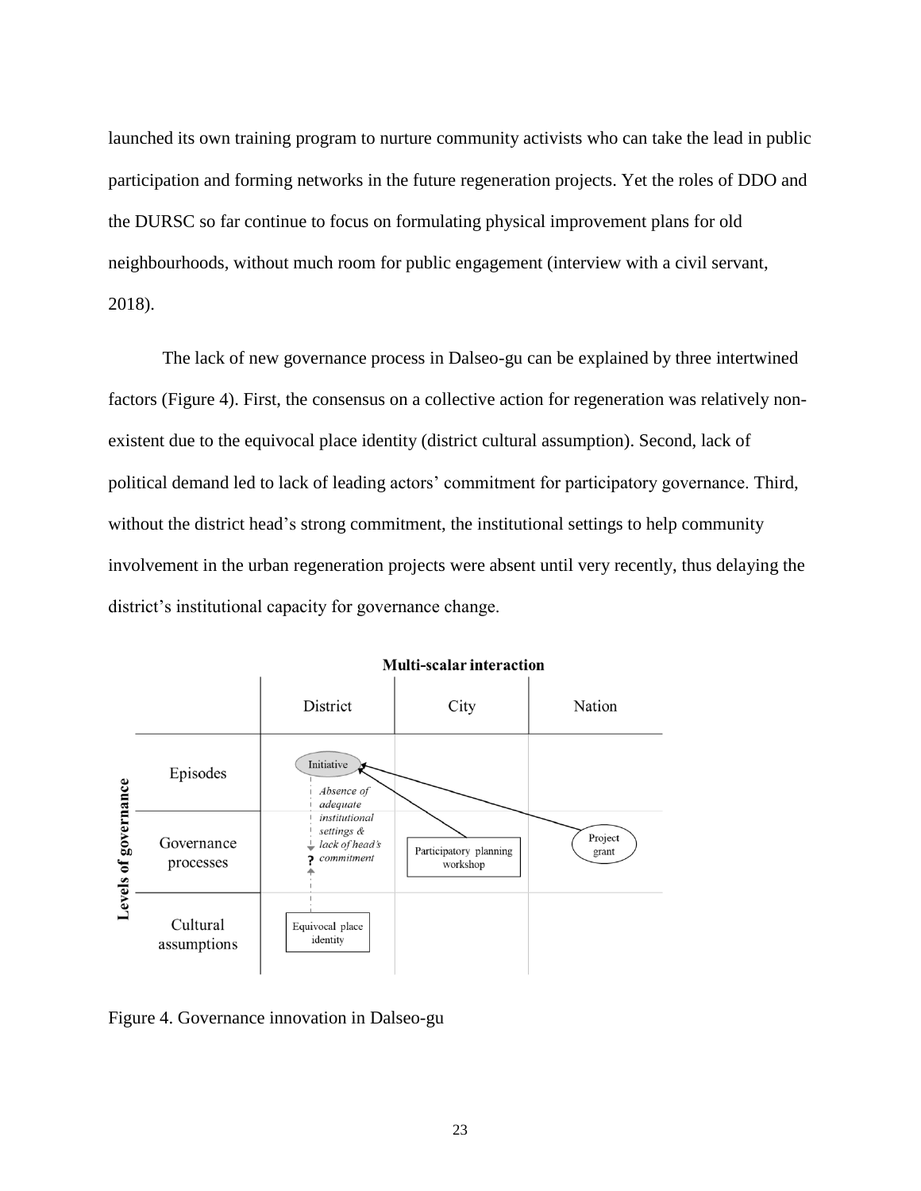launched its own training program to nurture community activists who can take the lead in public participation and forming networks in the future regeneration projects. Yet the roles of DDO and the DURSC so far continue to focus on formulating physical improvement plans for old neighbourhoods, without much room for public engagement (interview with a civil servant, 2018).

The lack of new governance process in Dalseo-gu can be explained by three intertwined factors (Figure 4). First, the consensus on a collective action for regeneration was relatively non-existent due to the equivocal place identity (district cultural assumption). Second, lack of political demand led to lack of leading actors' commitment for participatory governance. Third, without the district head's strong commitment, the institutional settings to help community involvement in the urban regeneration projects were absent until very recently, thus delaying the district's institutional capacity for governance change.

Figure 4. Governance innovation in Dalseo-gu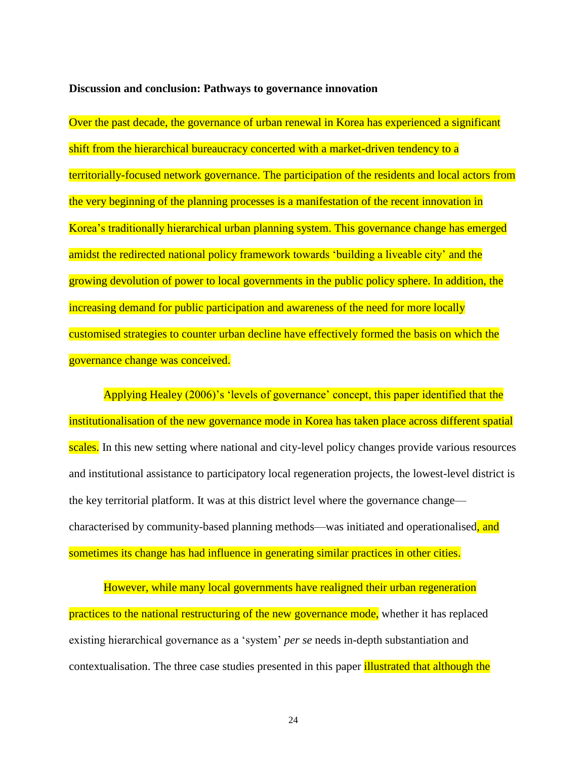**Discussion and conclusion: Pathways to governance innovation**

Over the past decade, the governance of urban renewal in Korea has experienced a significant shift from the hierarchical bureaucracy concerted with a market-driven tendency to a territorially-focused network governance. The participation of the residents and local actors from the very beginning of the planning processes is a manifestation of the recent innovation in Korea's traditionally hierarchical urban planning system. This governance change has emerged amidst the redirected national policy framework towards 'building a liveable city' and the growing devolution of power to local governments in the public policy sphere. In addition, the increasing demand for public participation and awareness of the need for more locally customised strategies to counter urban decline have effectively formed the basis on which the governance change was conceived.

Applying Healey (2006)'s 'levels of governance' concept, this paper identified that the institutionalisation of the new governance mode in Korea has taken place across different spatial scales. In this new setting where national and city-level policy changes provide various resources and institutional assistance to participatory local regeneration projects, the lowest-level district is the key territorial platform. It was at this district level where the governance change—characterised by community-based planning methods—was initiated and operationalised, and sometimes its change has had influence in generating similar practices in other cities.

However, while many local governments have realigned their urban regeneration practices to the national restructuring of the new governance mode, whether it has replaced existing hierarchical governance as a 'system' *per se* needs in-depth substantiation and contextualisation. The three case studies presented in this paper illustrated that although the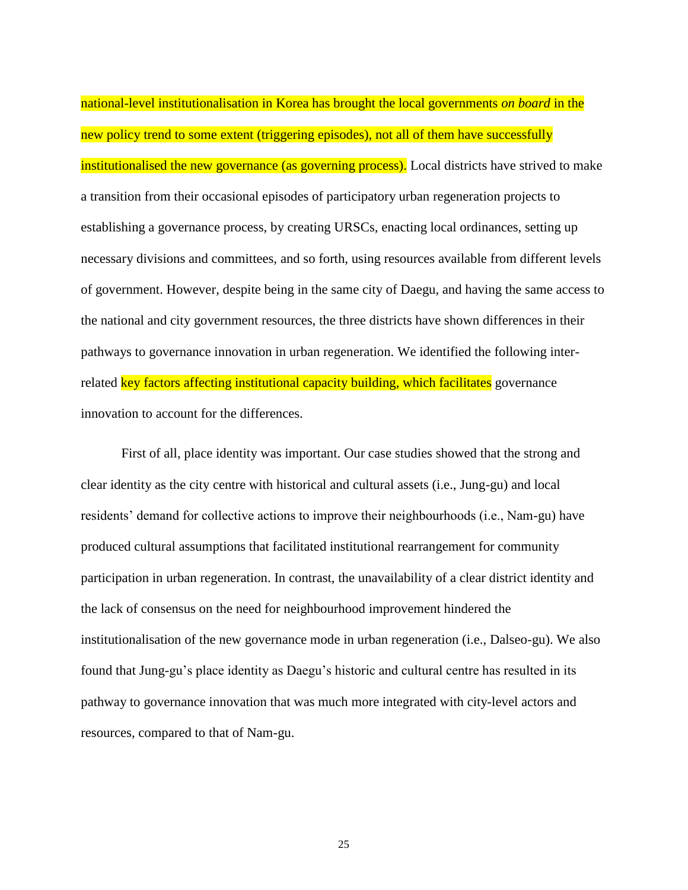national-level institutionalisation in Korea has brought the local governments *on board* in the new policy trend to some extent (triggering episodes), not all of them have successfully institutionalised the new governance (as governing process). Local districts have strived to make a transition from their occasional episodes of participatory urban regeneration projects to establishing a governance process, by creating URSCs, enacting local ordinances, setting up necessary divisions and committees, and so forth, using resources available from different levels of government. However, despite being in the same city of Daegu, and having the same access to the national and city government resources, the three districts have shown differences in their pathways to governance innovation in urban regeneration. We identified the following inter-related key factors affecting institutional capacity building, which facilitates governance innovation to account for the differences.

First of all, place identity was important. Our case studies showed that the strong and clear identity as the city centre with historical and cultural assets (i.e., Jung-gu) and local residents' demand for collective actions to improve their neighbourhoods (i.e., Nam-gu) have produced cultural assumptions that facilitated institutional rearrangement for community participation in urban regeneration. In contrast, the unavailability of a clear district identity and the lack of consensus on the need for neighbourhood improvement hindered the institutionalisation of the new governance mode in urban regeneration (i.e., Dalseo-gu). We also found that Jung-gu's place identity as Daegu's historic and cultural centre has resulted in its pathway to governance innovation that was much more integrated with city-level actors and resources, compared to that of Nam-gu.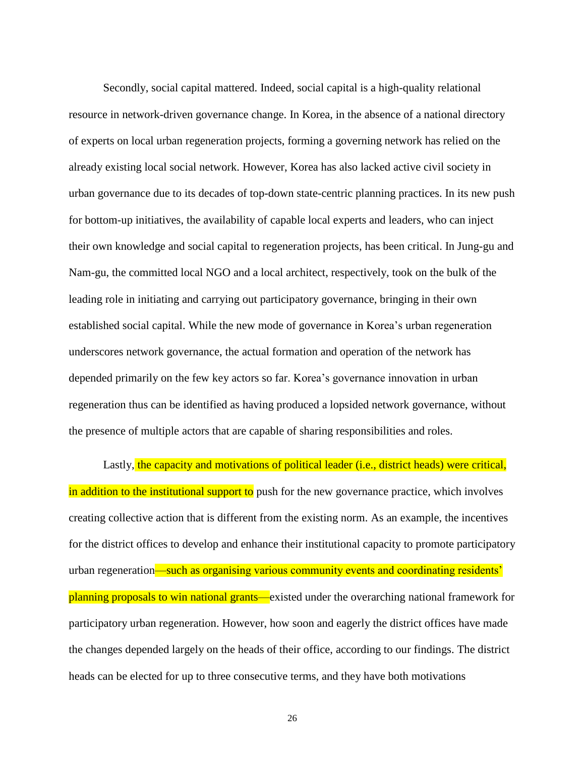Secondly, social capital mattered. Indeed, social capital is a high-quality relational resource in network-driven governance change. In Korea, in the absence of a national directory of experts on local urban regeneration projects, forming a governing network has relied on the already existing local social network. However, Korea has also lacked active civil society in urban governance due to its decades of top-down state-centric planning practices. In its new push for bottom-up initiatives, the availability of capable local experts and leaders, who can inject their own knowledge and social capital to regeneration projects, has been critical. In Jung-gu and Nam-gu, the committed local NGO and a local architect, respectively, took on the bulk of the leading role in initiating and carrying out participatory governance, bringing in their own established social capital. While the new mode of governance in Korea's urban regeneration underscores network governance, the actual formation and operation of the network has depended primarily on the few key actors so far. Korea's governance innovation in urban regeneration thus can be identified as having produced a lopsided network governance, without the presence of multiple actors that are capable of sharing responsibilities and roles.

Lastly, the capacity and motivations of political leader (i.e., district heads) were critical, in addition to the institutional support to push for the new governance practice, which involves creating collective action that is different from the existing norm. As an example, the incentives for the district offices to develop and enhance their institutional capacity to promote participatory urban regeneration—such as organising various community events and coordinating residents' planning proposals to win national grants—existed under the overarching national framework for participatory urban regeneration. However, how soon and eagerly the district offices have made the changes depended largely on the heads of their office, according to our findings. The district heads can be elected for up to three consecutive terms, and they have both motivations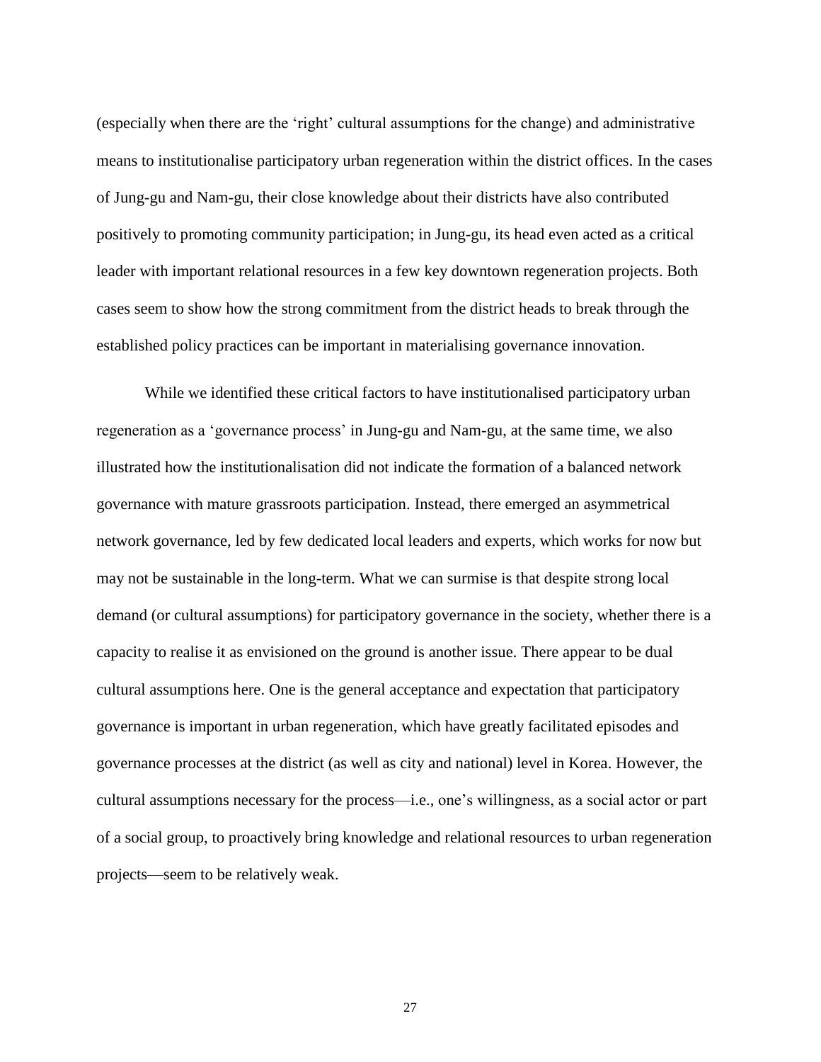(especially when there are the 'right' cultural assumptions for the change) and administrative means to institutionalise participatory urban regeneration within the district offices. In the cases of Jung-gu and Nam-gu, their close knowledge about their districts have also contributed positively to promoting community participation; in Jung-gu, its head even acted as a critical leader with important relational resources in a few key downtown regeneration projects. Both cases seem to show how the strong commitment from the district heads to break through the established policy practices can be important in materialising governance innovation.

While we identified these critical factors to have institutionalised participatory urban regeneration as a 'governance process' in Jung-gu and Nam-gu, at the same time, we also illustrated how the institutionalisation did not indicate the formation of a balanced network governance with mature grassroots participation. Instead, there emerged an asymmetrical network governance, led by few dedicated local leaders and experts, which works for now but may not be sustainable in the long-term. What we can surmise is that despite strong local demand (or cultural assumptions) for participatory governance in the society, whether there is a capacity to realise it as envisioned on the ground is another issue. There appear to be dual cultural assumptions here. One is the general acceptance and expectation that participatory governance is important in urban regeneration, which have greatly facilitated episodes and governance processes at the district (as well as city and national) level in Korea. However, the cultural assumptions necessary for the process—i.e., one's willingness, as a social actor or part of a social group, to proactively bring knowledge and relational resources to urban regeneration projects—seem to be relatively weak.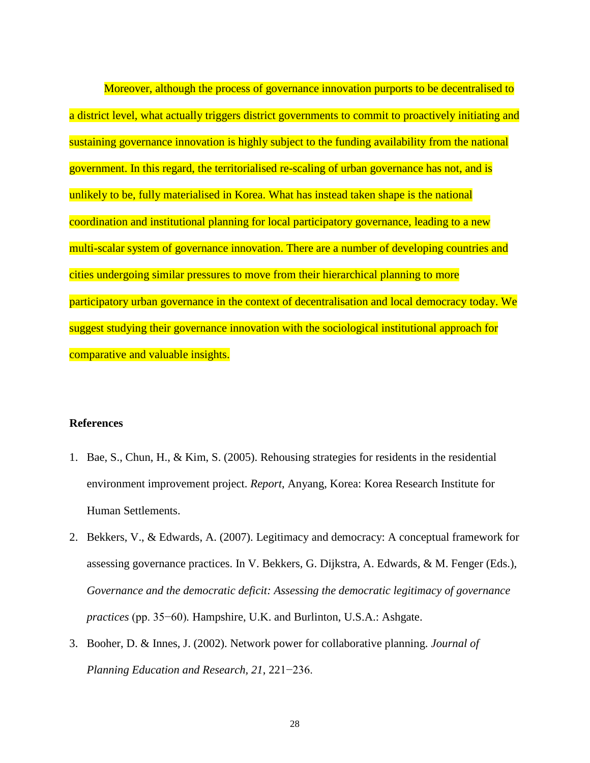Moreover, although the process of governance innovation purports to be decentralised to a district level, what actually triggers district governments to commit to proactively initiating and sustaining governance innovation is highly subject to the funding availability from the national government. In this regard, the territorialised re-scaling of urban governance has not, and is unlikely to be, fully materialised in Korea. What has instead taken shape is the national coordination and institutional planning for local participatory governance, leading to a new multi-scalar system of governance innovation. There are a number of developing countries and cities undergoing similar pressures to move from their hierarchical planning to more participatory urban governance in the context of decentralisation and local democracy today. We suggest studying their governance innovation with the sociological institutional approach for comparative and valuable insights.

## References

1. Bae, S., Chun, H., & Kim, S. (2005). Rehousing strategies for residents in the residential environment improvement project. *Report*, Anyang, Korea: Korea Research Institute for Human Settlements.
2. Bekkers, V., & Edwards, A. (2007). Legitimacy and democracy: A conceptual framework for assessing governance practices. In V. Bekkers, G. Dijkstra, A. Edwards, & M. Fenger (Eds.), *Governance and the democratic deficit: Assessing the democratic legitimacy of governance practices* (pp. 35−60). Hampshire, U.K. and Burlinton, U.S.A.: Ashgate.
3. Booher, D. & Innes, J. (2002). Network power for collaborative planning. *Journal of Planning Education and Research, 21*, 221−236.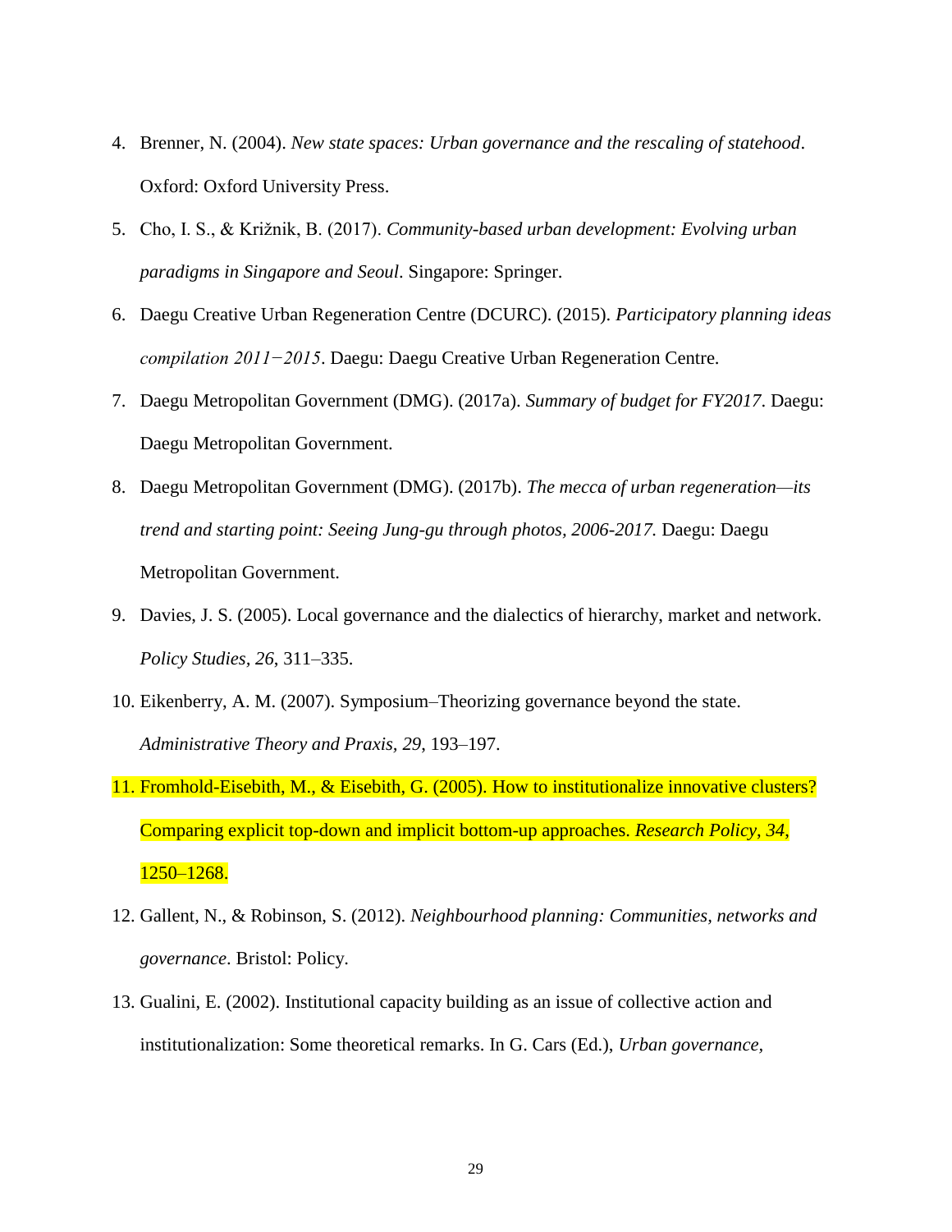4. Brenner, N. (2004). *New state spaces: Urban governance and the rescaling of statehood*. Oxford: Oxford University Press.
5. Cho, I. S., & Križnik, B. (2017). *Community-based urban development: Evolving urban paradigms in Singapore and Seoul*. Singapore: Springer.
6. Daegu Creative Urban Regeneration Centre (DCURC). (2015). *Participatory planning ideas compilation 2011−2015*. Daegu: Daegu Creative Urban Regeneration Centre.
7. Daegu Metropolitan Government (DMG). (2017a). *Summary of budget for FY2017*. Daegu: Daegu Metropolitan Government.
8. Daegu Metropolitan Government (DMG). (2017b). *The mecca of urban regeneration—its trend and starting point: Seeing Jung-gu through photos, 2006-2017.* Daegu: Daegu Metropolitan Government.
9. Davies, J. S. (2005). Local governance and the dialectics of hierarchy, market and network. *Policy Studies*, *26*, 311–335.
10. Eikenberry, A. M. (2007). Symposium–Theorizing governance beyond the state. *Administrative Theory and Praxis*, *29*, 193–197.
11. Fromhold-Eisebith, M., & Eisebith, G. (2005). How to institutionalize innovative clusters? Comparing explicit top-down and implicit bottom-up approaches. *Research Policy*, *34*, 1250–1268.
12. Gallent, N., & Robinson, S. (2012). *Neighbourhood planning: Communities, networks and governance*. Bristol: Policy.
13. Gualini, E. (2002). Institutional capacity building as an issue of collective action and institutionalization: Some theoretical remarks. In G. Cars (Ed.), *Urban governance,*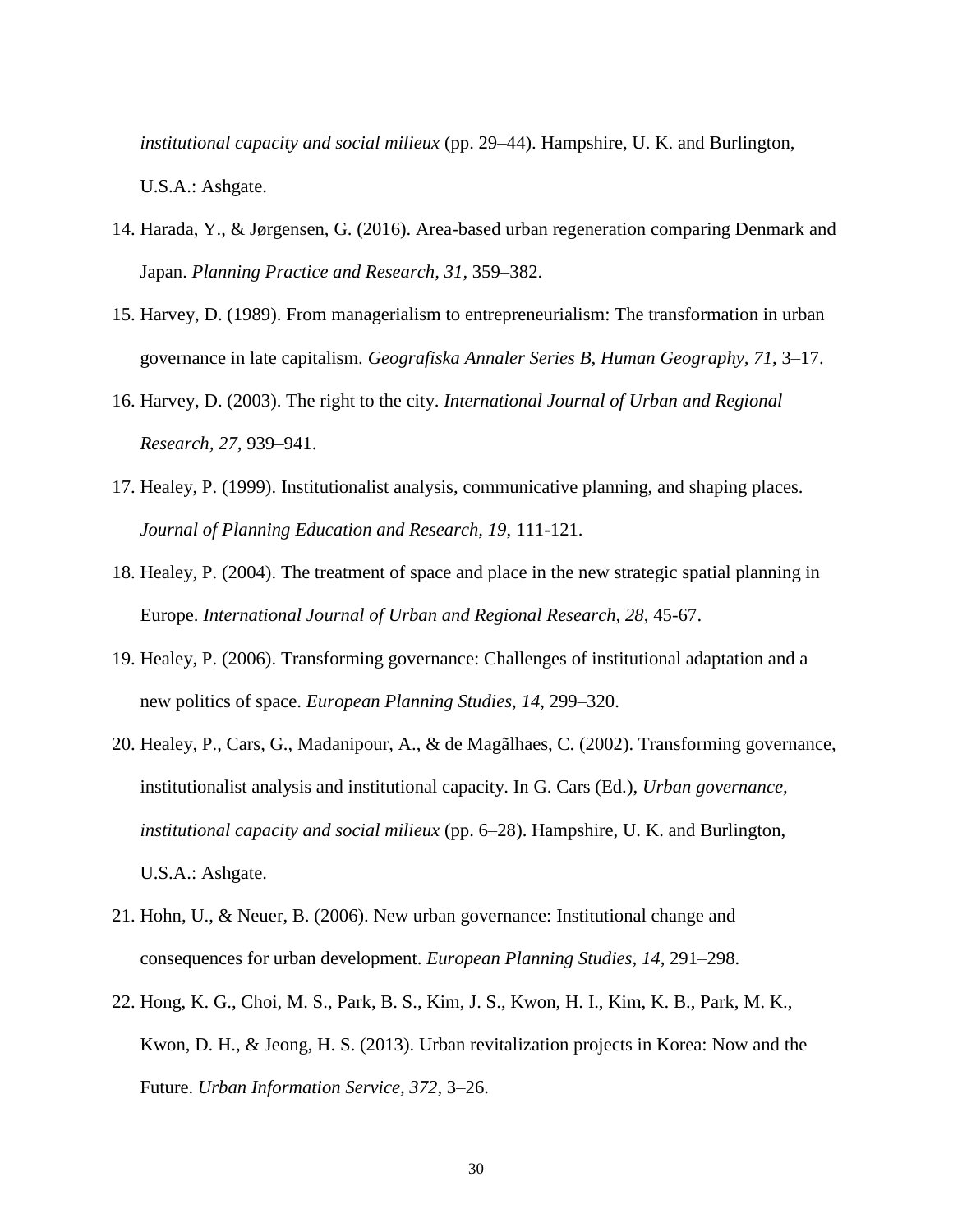*institutional capacity and social milieux* (pp. 29–44). Hampshire, U. K. and Burlington, U.S.A.: Ashgate.

14. Harada, Y., & Jørgensen, G. (2016). Area-based urban regeneration comparing Denmark and Japan. *Planning Practice and Research, 31*, 359–382.
15. Harvey, D. (1989). From managerialism to entrepreneurialism: The transformation in urban governance in late capitalism. *Geografiska Annaler Series B, Human Geography, 71*, 3–17.
16. Harvey, D. (2003). The right to the city. *International Journal of Urban and Regional Research, 27*, 939–941.
17. Healey, P. (1999). Institutionalist analysis, communicative planning, and shaping places. *Journal of Planning Education and Research, 19*, 111-121.
18. Healey, P. (2004). The treatment of space and place in the new strategic spatial planning in Europe. *International Journal of Urban and Regional Research, 28*, 45-67.
19. Healey, P. (2006). Transforming governance: Challenges of institutional adaptation and a new politics of space. *European Planning Studies, 14*, 299–320.
20. Healey, P., Cars, G., Madanipour, A., & de Magãlhaes, C. (2002). Transforming governance, institutionalist analysis and institutional capacity. In G. Cars (Ed.), *Urban governance, institutional capacity and social milieux* (pp. 6–28). Hampshire, U. K. and Burlington, U.S.A.: Ashgate.
21. Hohn, U., & Neuer, B. (2006). New urban governance: Institutional change and consequences for urban development. *European Planning Studies, 14*, 291–298.
22. Hong, K. G., Choi, M. S., Park, B. S., Kim, J. S., Kwon, H. I., Kim, K. B., Park, M. K., Kwon, D. H., & Jeong, H. S. (2013). Urban revitalization projects in Korea: Now and the Future. *Urban Information Service, 372*, 3–26.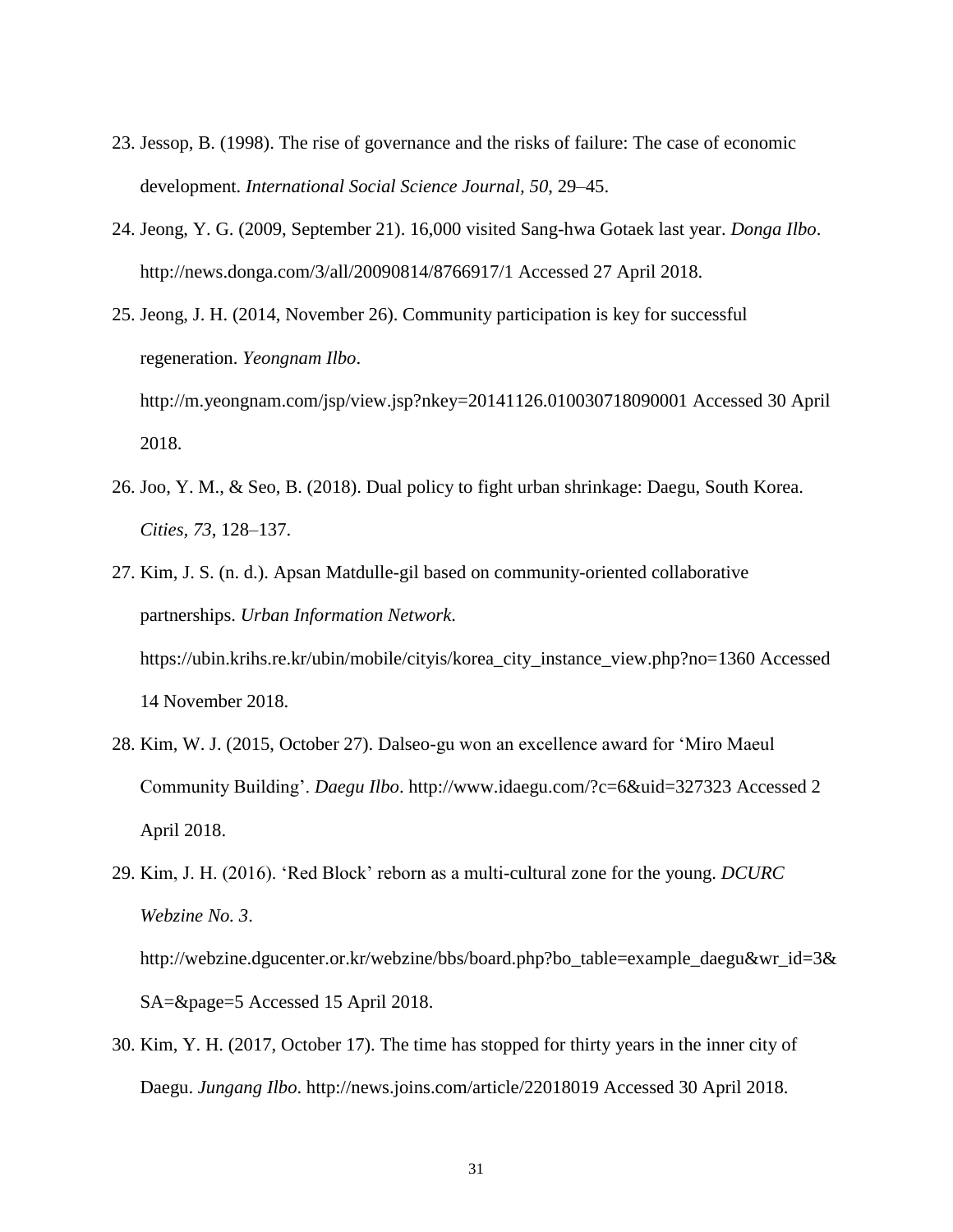23. Jessop, B. (1998). The rise of governance and the risks of failure: The case of economic development. *International Social Science Journal, 50*, 29–45.

24. Jeong, Y. G. (2009, September 21). 16,000 visited Sang-hwa Gotaek last year. *Donga Ilbo*. http://news.donga.com/3/all/20090814/8766917/1 Accessed 27 April 2018.

25. Jeong, J. H. (2014, November 26). Community participation is key for successful regeneration. *Yeongnam Ilbo*. http://m.yeongnam.com/jsp/view.jsp?nkey=20141126.010030718090001 Accessed 30 April 2018.

26. Joo, Y. M., & Seo, B. (2018). Dual policy to fight urban shrinkage: Daegu, South Korea. *Cities, 73*, 128–137.

27. Kim, J. S. (n. d.). Apsan Matdulle-gil based on community-oriented collaborative partnerships. *Urban Information Network*. https://ubin.krihs.re.kr/ubin/mobile/cityis/korea_city_instance_view.php?no=1360 Accessed 14 November 2018.

28. Kim, W. J. (2015, October 27). Dalseo-gu won an excellence award for 'Miro Maeul Community Building'. *Daegu Ilbo*. http://www.idaegu.com/?c=6&uid=327323 Accessed 2 April 2018.

29. Kim, J. H. (2016). 'Red Block' reborn as a multi-cultural zone for the young. *DCURC Webzine No. 3*. http://webzine.dgucenter.or.kr/webzine/bbs/board.php?bo_table=example_daegu&wr_id=3&SA=&page=5 Accessed 15 April 2018.

30. Kim, Y. H. (2017, October 17). The time has stopped for thirty years in the inner city of Daegu. *Jungang Ilbo*. http://news.joins.com/article/22018019 Accessed 30 April 2018.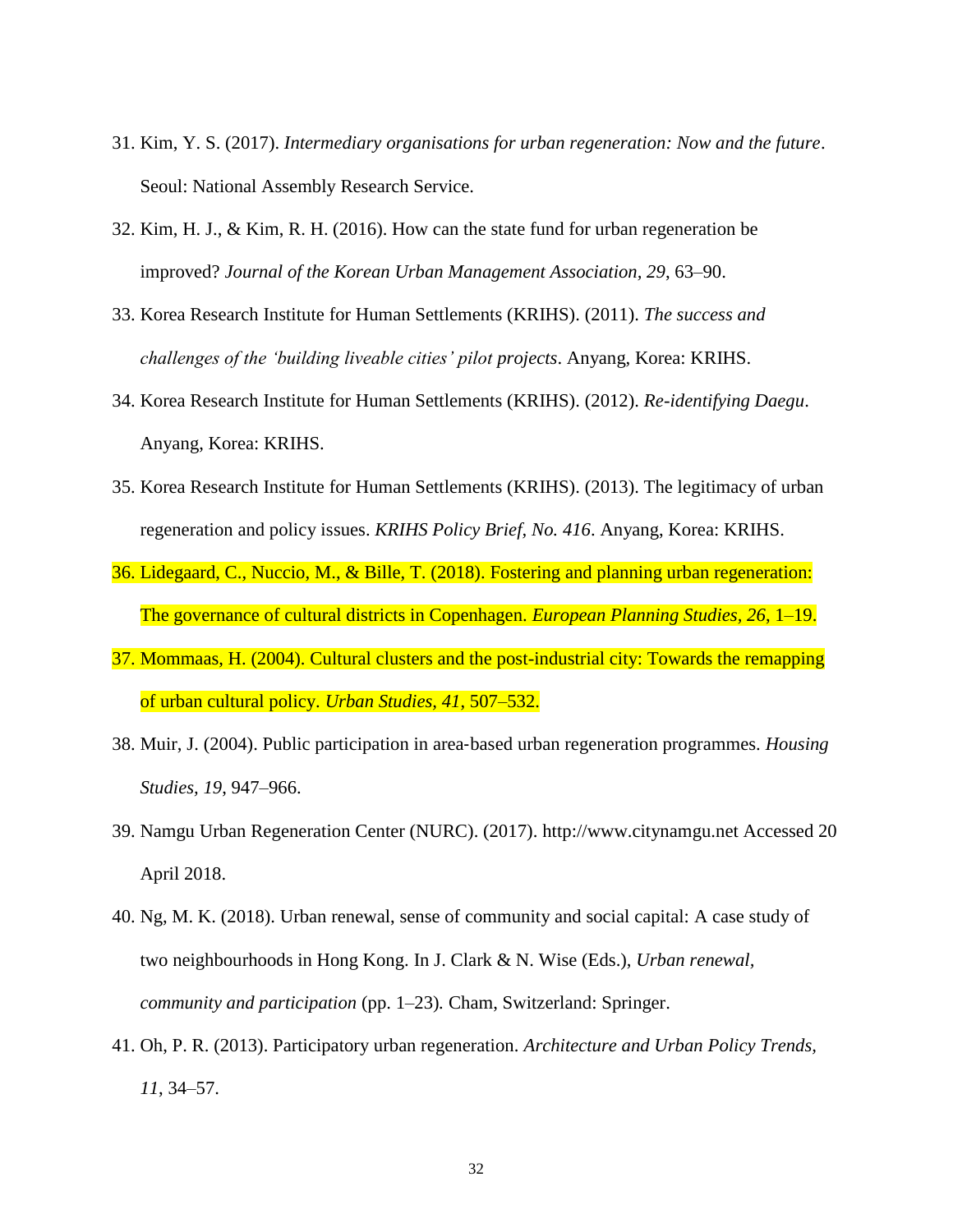31. Kim, Y. S. (2017). *Intermediary organisations for urban regeneration: Now and the future*. Seoul: National Assembly Research Service.

32. Kim, H. J., & Kim, R. H. (2016). How can the state fund for urban regeneration be improved? *Journal of the Korean Urban Management Association*, *29*, 63–90.

33. Korea Research Institute for Human Settlements (KRIHS). (2011). *The success and challenges of the 'building liveable cities' pilot projects*. Anyang, Korea: KRIHS.

34. Korea Research Institute for Human Settlements (KRIHS). (2012). *Re-identifying Daegu*. Anyang, Korea: KRIHS.

35. Korea Research Institute for Human Settlements (KRIHS). (2013). The legitimacy of urban regeneration and policy issues. *KRIHS Policy Brief, No. 416*. Anyang, Korea: KRIHS.

36. Lidegaard, C., Nuccio, M., & Bille, T. (2018). Fostering and planning urban regeneration: The governance of cultural districts in Copenhagen. *European Planning Studies, 26*, 1–19.

37. Mommaas, H. (2004). Cultural clusters and the post-industrial city: Towards the remapping of urban cultural policy. *Urban Studies, 41*, 507–532.

38. Muir, J. (2004). Public participation in area-based urban regeneration programmes. *Housing Studies, 19*, 947–966.

39. Namgu Urban Regeneration Center (NURC). (2017). http://www.citynamgu.net Accessed 20 April 2018.

40. Ng, M. K. (2018). Urban renewal, sense of community and social capital: A case study of two neighbourhoods in Hong Kong. In J. Clark & N. Wise (Eds.), *Urban renewal, community and participation* (pp. 1–23)*.* Cham, Switzerland: Springer.

41. Oh, P. R. (2013). Participatory urban regeneration. *Architecture and Urban Policy Trends, 11*, 34–57.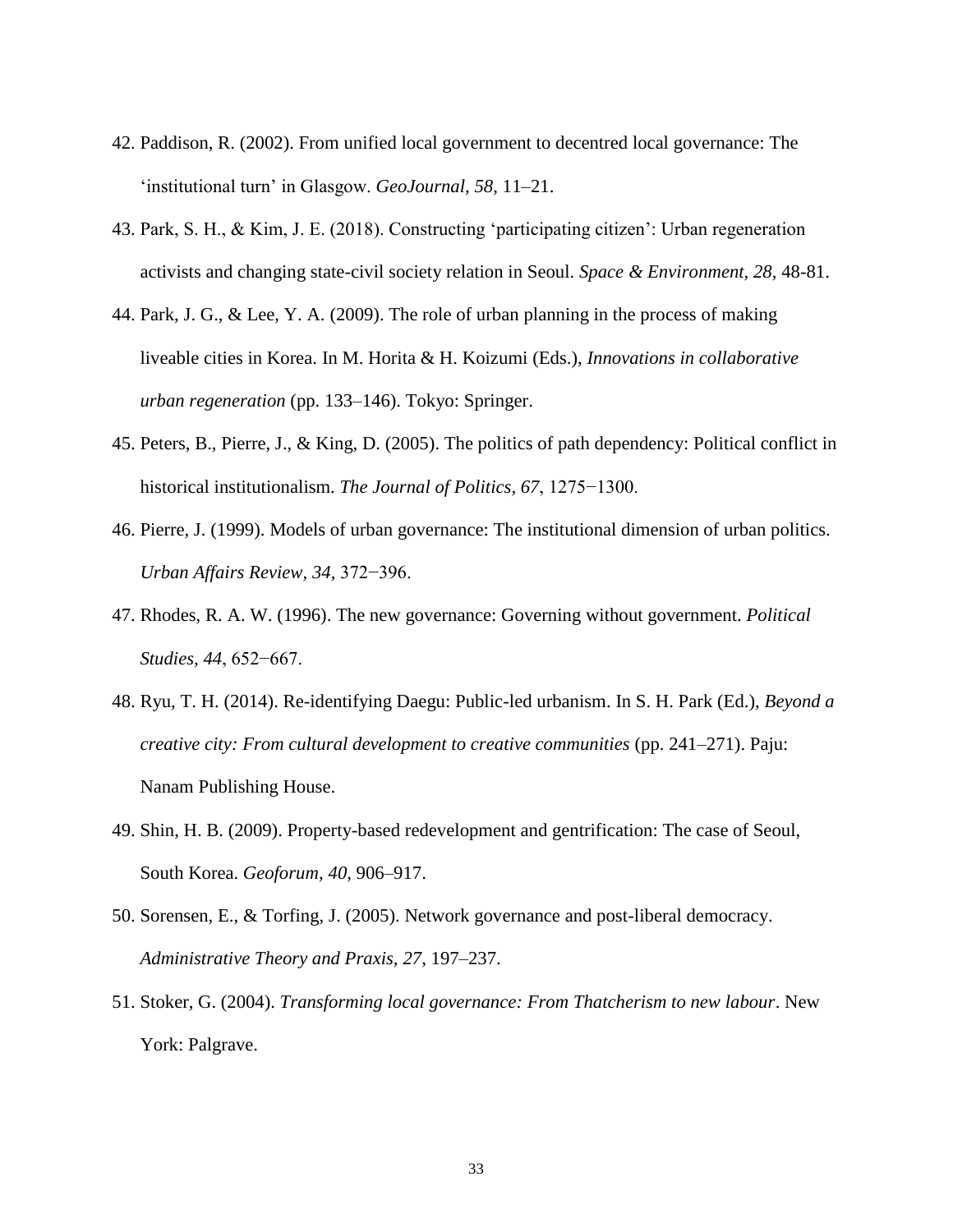42. Paddison, R. (2002). From unified local government to decentred local governance: The 'institutional turn' in Glasgow. *GeoJournal, 58*, 11–21.

43. Park, S. H., & Kim, J. E. (2018). Constructing 'participating citizen': Urban regeneration activists and changing state-civil society relation in Seoul. *Space & Environment, 28*, 48-81.

44. Park, J. G., & Lee, Y. A. (2009). The role of urban planning in the process of making liveable cities in Korea. In M. Horita & H. Koizumi (Eds.), *Innovations in collaborative urban regeneration* (pp. 133–146). Tokyo: Springer.

45. Peters, B., Pierre, J., & King, D. (2005). The politics of path dependency: Political conflict in historical institutionalism. *The Journal of Politics*, *67*, 1275−1300.

46. Pierre, J. (1999). Models of urban governance: The institutional dimension of urban politics. *Urban Affairs Review*, *34*, 372−396.

47. Rhodes, R. A. W. (1996). The new governance: Governing without government. *Political Studies, 44*, 652−667.

48. Ryu, T. H. (2014). Re-identifying Daegu: Public-led urbanism. In S. H. Park (Ed.), *Beyond a creative city: From cultural development to creative communities* (pp. 241–271). Paju: Nanam Publishing House.

49. Shin, H. B. (2009). Property-based redevelopment and gentrification: The case of Seoul, South Korea. *Geoforum, 40*, 906–917.

50. Sorensen, E., & Torfing, J. (2005). Network governance and post-liberal democracy. *Administrative Theory and Praxis, 27*, 197–237.

51. Stoker, G. (2004). *Transforming local governance: From Thatcherism to new labour*. New York: Palgrave.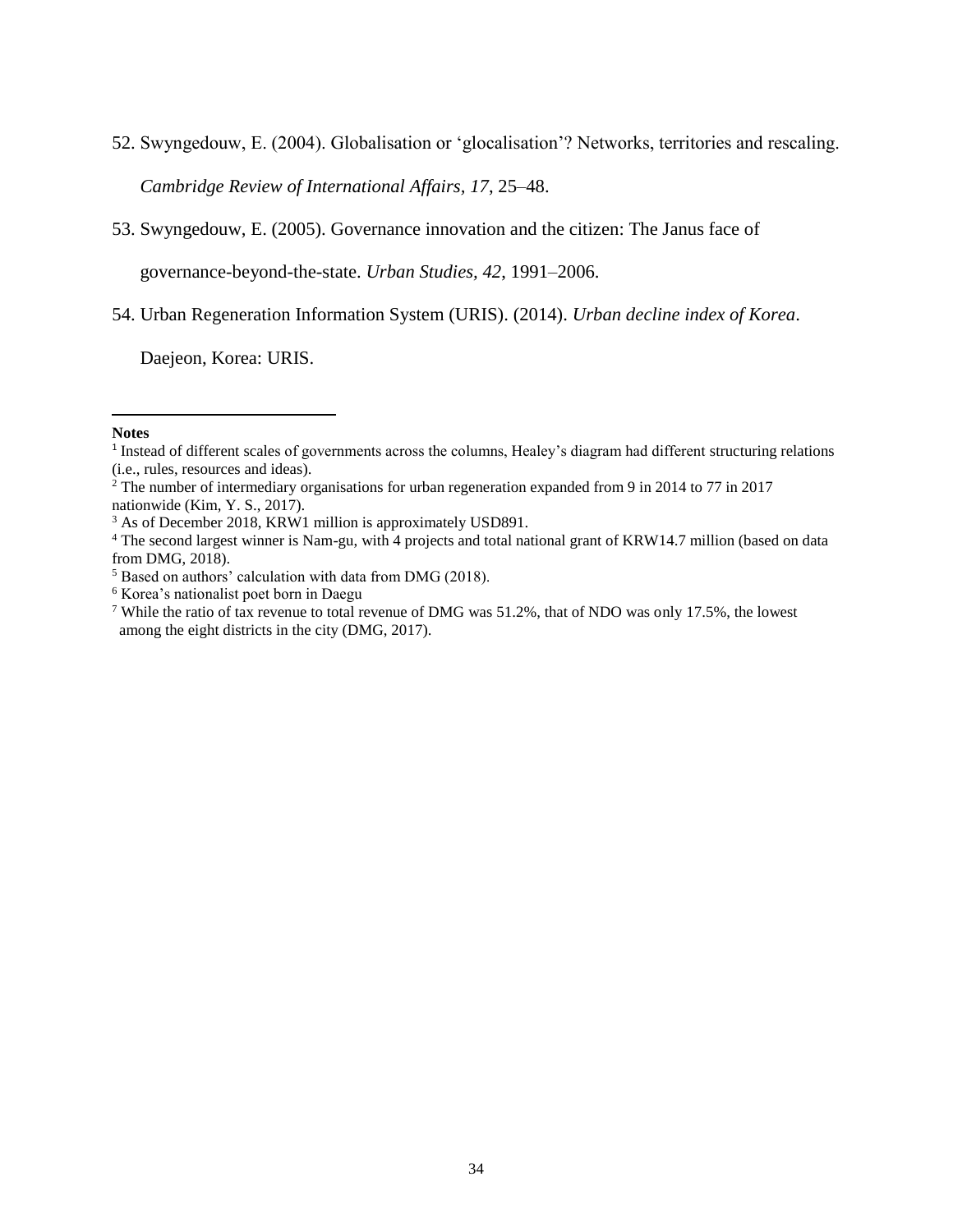52. Swyngedouw, E. (2004). Globalisation or 'glocalisation'? Networks, territories and rescaling. *Cambridge Review of International Affairs, 17*, 25–48.

53. Swyngedouw, E. (2005). Governance innovation and the citizen: The Janus face of governance-beyond-the-state. *Urban Studies, 42*, 1991–2006.

54. Urban Regeneration Information System (URIS). (2014). *Urban decline index of Korea*. Daejeon, Korea: URIS.

---

**Notes**

[1] Instead of different scales of governments across the columns, Healey's diagram had different structuring relations (i.e., rules, resources and ideas).

[2] The number of intermediary organisations for urban regeneration expanded from 9 in 2014 to 77 in 2017 nationwide (Kim, Y. S., 2017).

[3] As of December 2018, KRW1 million is approximately USD891.

[4] The second largest winner is Nam-gu, with 4 projects and total national grant of KRW14.7 million (based on data from DMG, 2018).

[5] Based on authors' calculation with data from DMG (2018).

[6] Korea's nationalist poet born in Daegu

[7] While the ratio of tax revenue to total revenue of DMG was 51.2%, that of NDO was only 17.5%, the lowest among the eight districts in the city (DMG, 2017).